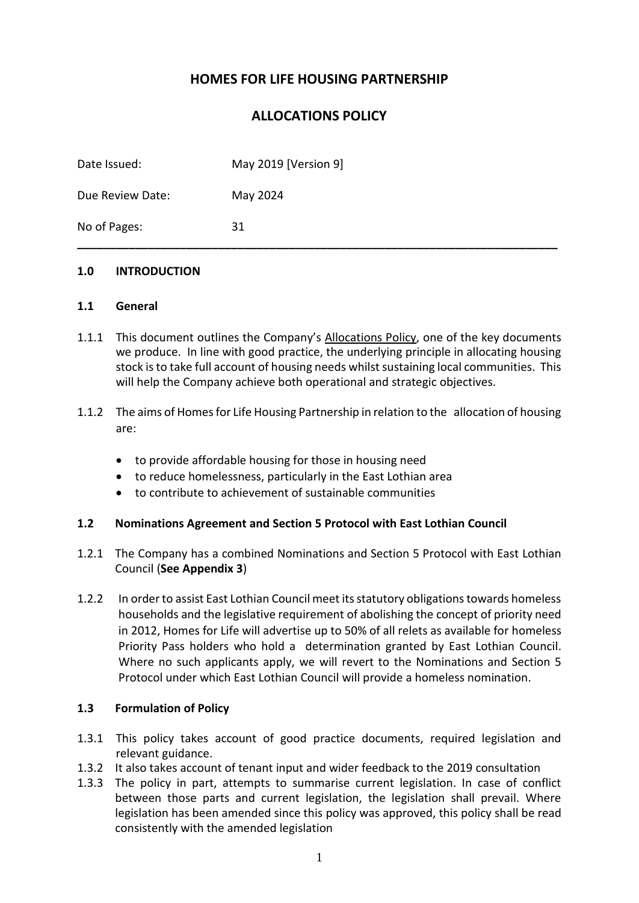# HOMES FOR LIFE HOUSING PARTNERSHIP

## ALLOCATIONS POLICY

| | |
|---|---|
| Date Issued: | May 2019 [Version 9] |
| Due Review Date: | May 2024 |
| No of Pages: | 31 |

---

### 1.0 INTRODUCTION

#### 1.1 General

1.1.1 This document outlines the Company's Allocations Policy, one of the key documents we produce. In line with good practice, the underlying principle in allocating housing stock is to take full account of housing needs whilst sustaining local communities. This will help the Company achieve both operational and strategic objectives.

1.1.2 The aims of Homes for Life Housing Partnership in relation to the allocation of housing are:

- to provide affordable housing for those in housing need
- to reduce homelessness, particularly in the East Lothian area
- to contribute to achievement of sustainable communities

#### 1.2 Nominations Agreement and Section 5 Protocol with East Lothian Council

1.2.1 The Company has a combined Nominations and Section 5 Protocol with East Lothian Council (**See Appendix 3**)

1.2.2 In order to assist East Lothian Council meet its statutory obligations towards homeless households and the legislative requirement of abolishing the concept of priority need in 2012, Homes for Life will advertise up to 50% of all relets as available for homeless Priority Pass holders who hold a determination granted by East Lothian Council. Where no such applicants apply, we will revert to the Nominations and Section 5 Protocol under which East Lothian Council will provide a homeless nomination.

#### 1.3 Formulation of Policy

1.3.1 This policy takes account of good practice documents, required legislation and relevant guidance.

1.3.2 It also takes account of tenant input and wider feedback to the 2019 consultation

1.3.3 The policy in part, attempts to summarise current legislation. In case of conflict between those parts and current legislation, the legislation shall prevail. Where legislation has been amended since this policy was approved, this policy shall be read consistently with the amended legislation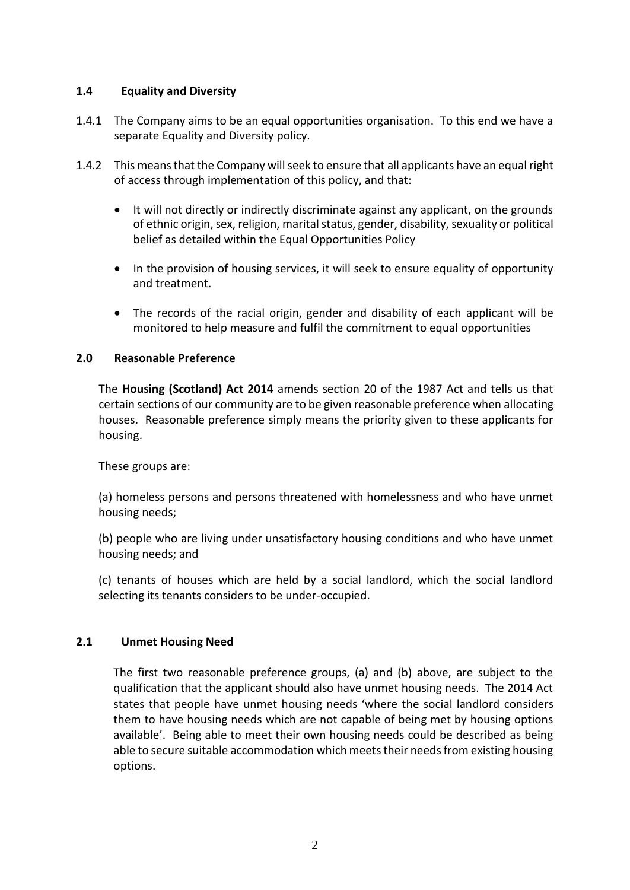### 1.4 Equality and Diversity

1.4.1 The Company aims to be an equal opportunities organisation. To this end we have a separate Equality and Diversity policy.

1.4.2 This means that the Company will seek to ensure that all applicants have an equal right of access through implementation of this policy, and that:

- It will not directly or indirectly discriminate against any applicant, on the grounds of ethnic origin, sex, religion, marital status, gender, disability, sexuality or political belief as detailed within the Equal Opportunities Policy
- In the provision of housing services, it will seek to ensure equality of opportunity and treatment.
- The records of the racial origin, gender and disability of each applicant will be monitored to help measure and fulfil the commitment to equal opportunities

## 2.0 Reasonable Preference

The **Housing (Scotland) Act 2014** amends section 20 of the 1987 Act and tells us that certain sections of our community are to be given reasonable preference when allocating houses. Reasonable preference simply means the priority given to these applicants for housing.

These groups are:

(a) homeless persons and persons threatened with homelessness and who have unmet housing needs;

(b) people who are living under unsatisfactory housing conditions and who have unmet housing needs; and

(c) tenants of houses which are held by a social landlord, which the social landlord selecting its tenants considers to be under-occupied.

### 2.1 Unmet Housing Need

The first two reasonable preference groups, (a) and (b) above, are subject to the qualification that the applicant should also have unmet housing needs. The 2014 Act states that people have unmet housing needs 'where the social landlord considers them to have housing needs which are not capable of being met by housing options available'. Being able to meet their own housing needs could be described as being able to secure suitable accommodation which meets their needs from existing housing options.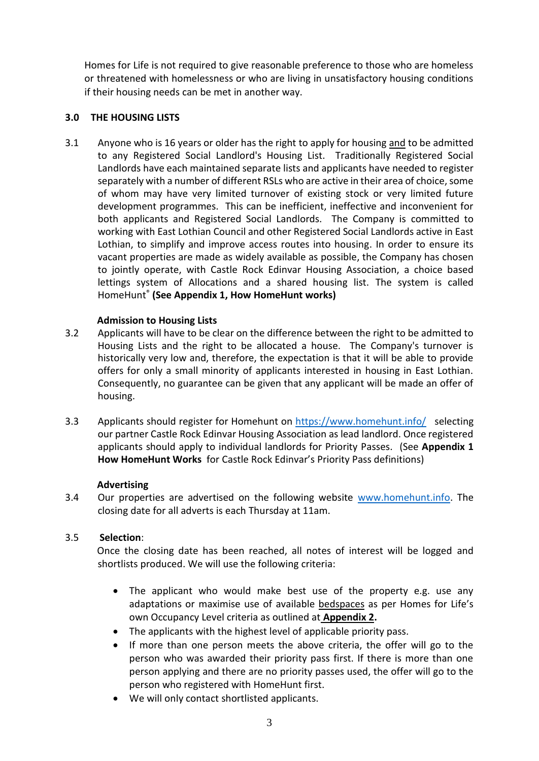Homes for Life is not required to give reasonable preference to those who are homeless or threatened with homelessness or who are living in unsatisfactory housing conditions if their housing needs can be met in another way.

## 3.0 THE HOUSING LISTS

3.1 Anyone who is 16 years or older has the right to apply for housing and to be admitted to any Registered Social Landlord's Housing List. Traditionally Registered Social Landlords have each maintained separate lists and applicants have needed to register separately with a number of different RSLs who are active in their area of choice, some of whom may have very limited turnover of existing stock or very limited future development programmes. This can be inefficient, ineffective and inconvenient for both applicants and Registered Social Landlords. The Company is committed to working with East Lothian Council and other Registered Social Landlords active in East Lothian, to simplify and improve access routes into housing. In order to ensure its vacant properties are made as widely available as possible, the Company has chosen to jointly operate, with Castle Rock Edinvar Housing Association, a choice based lettings system of Allocations and a shared housing list. The system is called HomeHunt® **(See Appendix 1, How HomeHunt works)**

**Admission to Housing Lists**

3.2 Applicants will have to be clear on the difference between the right to be admitted to Housing Lists and the right to be allocated a house. The Company's turnover is historically very low and, therefore, the expectation is that it will be able to provide offers for only a small minority of applicants interested in housing in East Lothian. Consequently, no guarantee can be given that any applicant will be made an offer of housing.

3.3 Applicants should register for Homehunt on https://www.homehunt.info/ selecting our partner Castle Rock Edinvar Housing Association as lead landlord. Once registered applicants should apply to individual landlords for Priority Passes. (See **Appendix 1 How HomeHunt Works** for Castle Rock Edinvar's Priority Pass definitions)

**Advertising**

3.4 Our properties are advertised on the following website www.homehunt.info. The closing date for all adverts is each Thursday at 11am.

3.5 **Selection**:

Once the closing date has been reached, all notes of interest will be logged and shortlists produced. We will use the following criteria:

- The applicant who would make best use of the property e.g. use any adaptations or maximise use of available bedspaces as per Homes for Life's own Occupancy Level criteria as outlined at **Appendix 2.**
- The applicants with the highest level of applicable priority pass.
- If more than one person meets the above criteria, the offer will go to the person who was awarded their priority pass first. If there is more than one person applying and there are no priority passes used, the offer will go to the person who registered with HomeHunt first.
- We will only contact shortlisted applicants.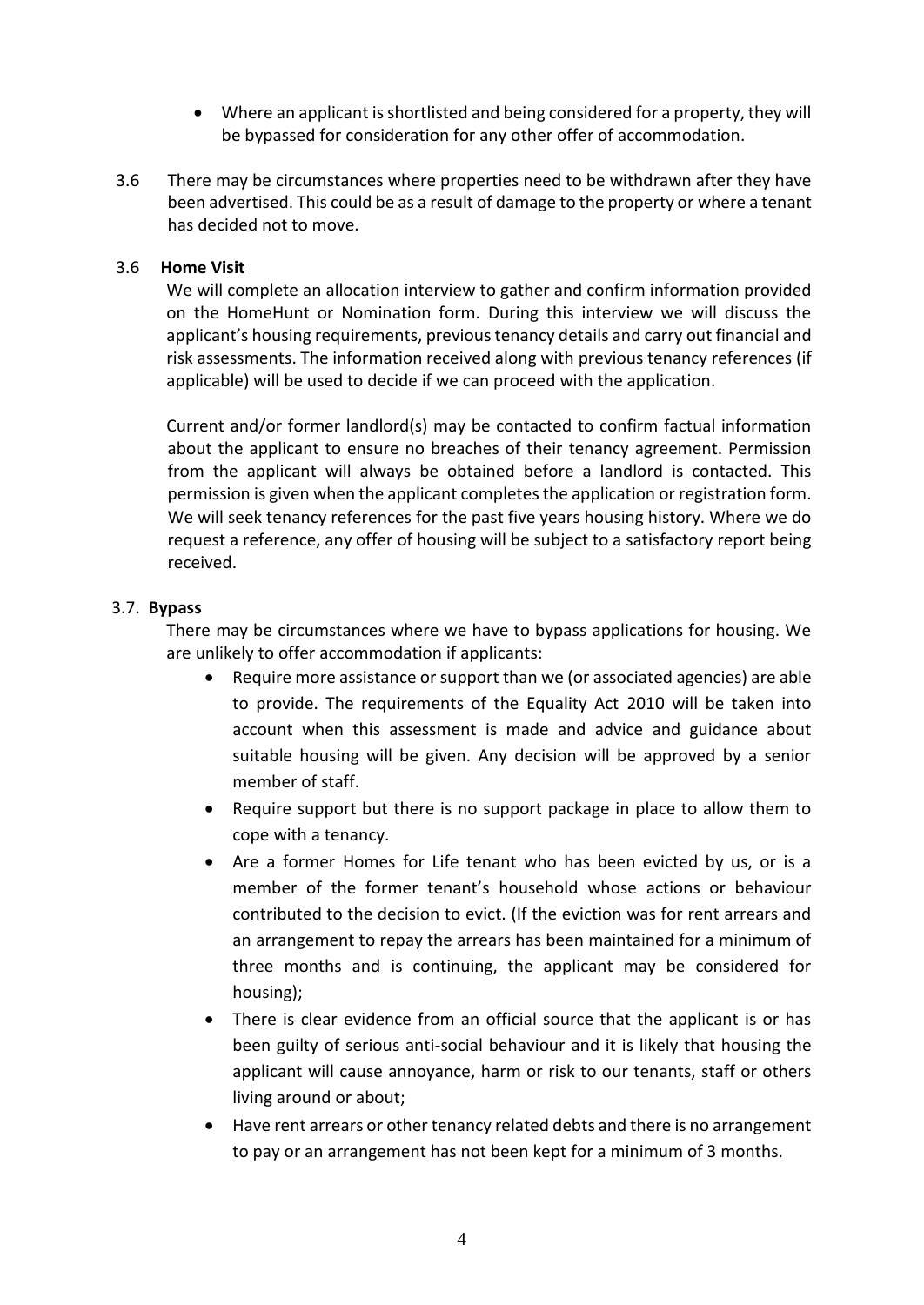- Where an applicant is shortlisted and being considered for a property, they will be bypassed for consideration for any other offer of accommodation.

3.6 There may be circumstances where properties need to be withdrawn after they have been advertised. This could be as a result of damage to the property or where a tenant has decided not to move.

### 3.6 Home Visit

We will complete an allocation interview to gather and confirm information provided on the HomeHunt or Nomination form. During this interview we will discuss the applicant's housing requirements, previous tenancy details and carry out financial and risk assessments. The information received along with previous tenancy references (if applicable) will be used to decide if we can proceed with the application.

Current and/or former landlord(s) may be contacted to confirm factual information about the applicant to ensure no breaches of their tenancy agreement. Permission from the applicant will always be obtained before a landlord is contacted. This permission is given when the applicant completes the application or registration form. We will seek tenancy references for the past five years housing history. Where we do request a reference, any offer of housing will be subject to a satisfactory report being received.

### 3.7. Bypass

There may be circumstances where we have to bypass applications for housing. We are unlikely to offer accommodation if applicants:

- Require more assistance or support than we (or associated agencies) are able to provide. The requirements of the Equality Act 2010 will be taken into account when this assessment is made and advice and guidance about suitable housing will be given. Any decision will be approved by a senior member of staff.
- Require support but there is no support package in place to allow them to cope with a tenancy.
- Are a former Homes for Life tenant who has been evicted by us, or is a member of the former tenant's household whose actions or behaviour contributed to the decision to evict. (If the eviction was for rent arrears and an arrangement to repay the arrears has been maintained for a minimum of three months and is continuing, the applicant may be considered for housing);
- There is clear evidence from an official source that the applicant is or has been guilty of serious anti-social behaviour and it is likely that housing the applicant will cause annoyance, harm or risk to our tenants, staff or others living around or about;
- Have rent arrears or other tenancy related debts and there is no arrangement to pay or an arrangement has not been kept for a minimum of 3 months.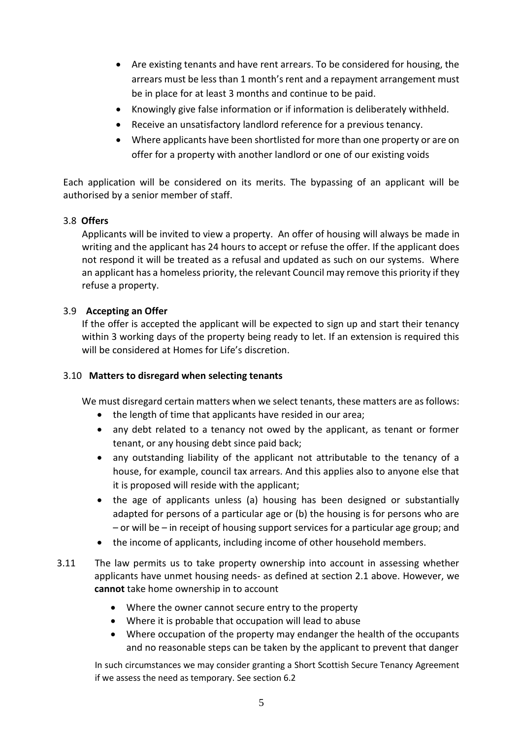- Are existing tenants and have rent arrears. To be considered for housing, the arrears must be less than 1 month's rent and a repayment arrangement must be in place for at least 3 months and continue to be paid.
- Knowingly give false information or if information is deliberately withheld.
- Receive an unsatisfactory landlord reference for a previous tenancy.
- Where applicants have been shortlisted for more than one property or are on offer for a property with another landlord or one of our existing voids

Each application will be considered on its merits. The bypassing of an applicant will be authorised by a senior member of staff.

### 3.8 Offers

Applicants will be invited to view a property. An offer of housing will always be made in writing and the applicant has 24 hours to accept or refuse the offer. If the applicant does not respond it will be treated as a refusal and updated as such on our systems. Where an applicant has a homeless priority, the relevant Council may remove this priority if they refuse a property.

### 3.9 Accepting an Offer

If the offer is accepted the applicant will be expected to sign up and start their tenancy within 3 working days of the property being ready to let. If an extension is required this will be considered at Homes for Life's discretion.

### 3.10 Matters to disregard when selecting tenants

We must disregard certain matters when we select tenants, these matters are as follows:

- the length of time that applicants have resided in our area;
- any debt related to a tenancy not owed by the applicant, as tenant or former tenant, or any housing debt since paid back;
- any outstanding liability of the applicant not attributable to the tenancy of a house, for example, council tax arrears. And this applies also to anyone else that it is proposed will reside with the applicant;
- the age of applicants unless (a) housing has been designed or substantially adapted for persons of a particular age or (b) the housing is for persons who are – or will be – in receipt of housing support services for a particular age group; and
- the income of applicants, including income of other household members.

3.11 The law permits us to take property ownership into account in assessing whether applicants have unmet housing needs- as defined at section 2.1 above. However, we **cannot** take home ownership in to account

- Where the owner cannot secure entry to the property
- Where it is probable that occupation will lead to abuse
- Where occupation of the property may endanger the health of the occupants and no reasonable steps can be taken by the applicant to prevent that danger

In such circumstances we may consider granting a Short Scottish Secure Tenancy Agreement if we assess the need as temporary. See section 6.2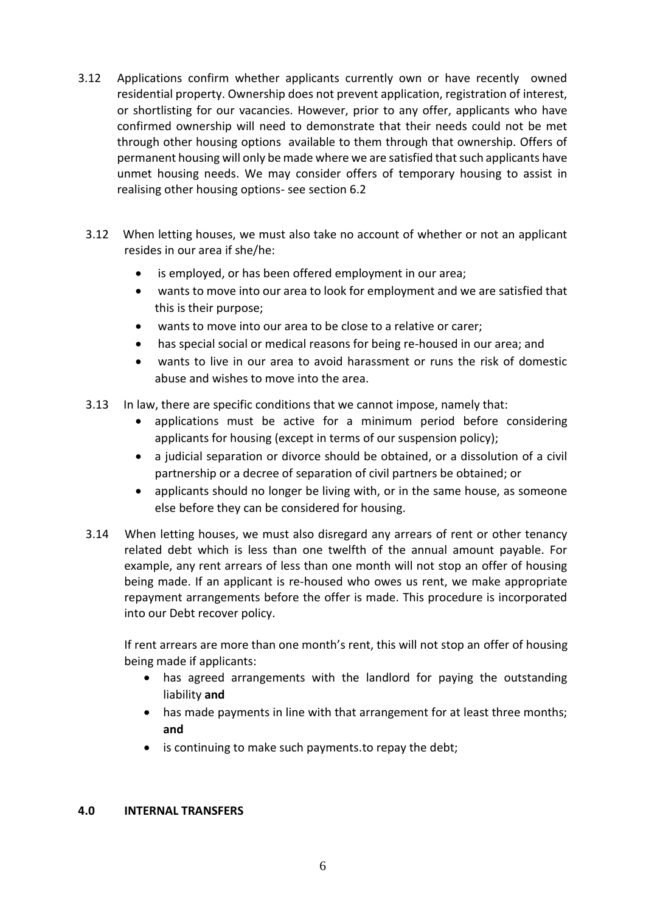3.12 Applications confirm whether applicants currently own or have recently owned residential property. Ownership does not prevent application, registration of interest, or shortlisting for our vacancies. However, prior to any offer, applicants who have confirmed ownership will need to demonstrate that their needs could not be met through other housing options available to them through that ownership. Offers of permanent housing will only be made where we are satisfied that such applicants have unmet housing needs. We may consider offers of temporary housing to assist in realising other housing options- see section 6.2

3.12 When letting houses, we must also take no account of whether or not an applicant resides in our area if she/he:

- is employed, or has been offered employment in our area;
- wants to move into our area to look for employment and we are satisfied that this is their purpose;
- wants to move into our area to be close to a relative or carer;
- has special social or medical reasons for being re-housed in our area; and
- wants to live in our area to avoid harassment or runs the risk of domestic abuse and wishes to move into the area.

3.13 In law, there are specific conditions that we cannot impose, namely that:

- applications must be active for a minimum period before considering applicants for housing (except in terms of our suspension policy);
- a judicial separation or divorce should be obtained, or a dissolution of a civil partnership or a decree of separation of civil partners be obtained; or
- applicants should no longer be living with, or in the same house, as someone else before they can be considered for housing.

3.14 When letting houses, we must also disregard any arrears of rent or other tenancy related debt which is less than one twelfth of the annual amount payable. For example, any rent arrears of less than one month will not stop an offer of housing being made. If an applicant is re-housed who owes us rent, we make appropriate repayment arrangements before the offer is made. This procedure is incorporated into our Debt recover policy.

If rent arrears are more than one month's rent, this will not stop an offer of housing being made if applicants:

- has agreed arrangements with the landlord for paying the outstanding liability **and**
- has made payments in line with that arrangement for at least three months; **and**
- is continuing to make such payments.to repay the debt;

## 4.0 INTERNAL TRANSFERS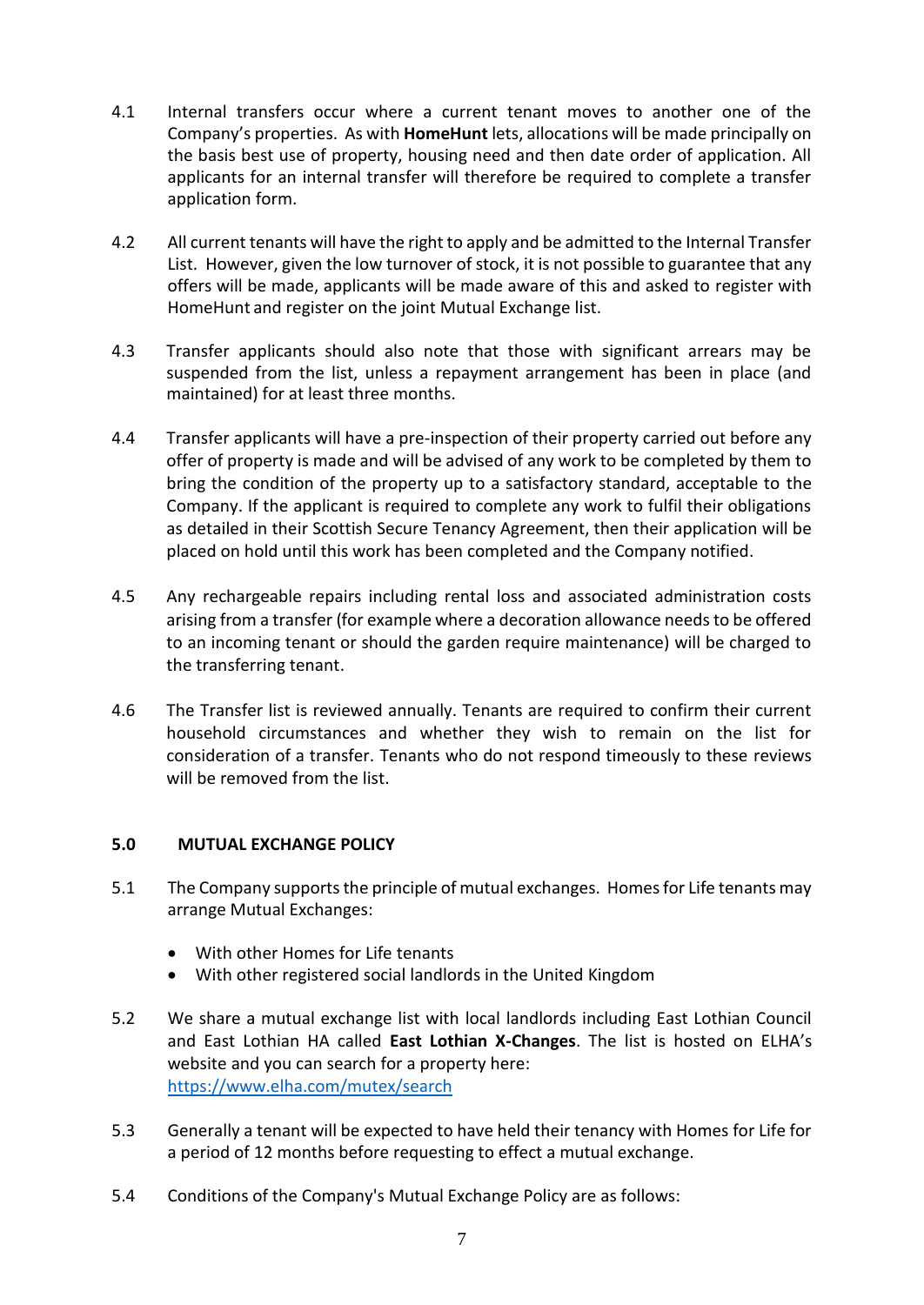4.1 Internal transfers occur where a current tenant moves to another one of the Company's properties. As with **HomeHunt** lets, allocations will be made principally on the basis best use of property, housing need and then date order of application. All applicants for an internal transfer will therefore be required to complete a transfer application form.

4.2 All current tenants will have the right to apply and be admitted to the Internal Transfer List. However, given the low turnover of stock, it is not possible to guarantee that any offers will be made, applicants will be made aware of this and asked to register with HomeHunt and register on the joint Mutual Exchange list.

4.3 Transfer applicants should also note that those with significant arrears may be suspended from the list, unless a repayment arrangement has been in place (and maintained) for at least three months.

4.4 Transfer applicants will have a pre-inspection of their property carried out before any offer of property is made and will be advised of any work to be completed by them to bring the condition of the property up to a satisfactory standard, acceptable to the Company. If the applicant is required to complete any work to fulfil their obligations as detailed in their Scottish Secure Tenancy Agreement, then their application will be placed on hold until this work has been completed and the Company notified.

4.5 Any rechargeable repairs including rental loss and associated administration costs arising from a transfer (for example where a decoration allowance needs to be offered to an incoming tenant or should the garden require maintenance) will be charged to the transferring tenant.

4.6 The Transfer list is reviewed annually. Tenants are required to confirm their current household circumstances and whether they wish to remain on the list for consideration of a transfer. Tenants who do not respond timeously to these reviews will be removed from the list.

## 5.0 MUTUAL EXCHANGE POLICY

5.1 The Company supports the principle of mutual exchanges. Homes for Life tenants may arrange Mutual Exchanges:

- With other Homes for Life tenants
- With other registered social landlords in the United Kingdom

5.2 We share a mutual exchange list with local landlords including East Lothian Council and East Lothian HA called **East Lothian X-Changes**. The list is hosted on ELHA's website and you can search for a property here: https://www.elha.com/mutex/search

5.3 Generally a tenant will be expected to have held their tenancy with Homes for Life for a period of 12 months before requesting to effect a mutual exchange.

5.4 Conditions of the Company's Mutual Exchange Policy are as follows: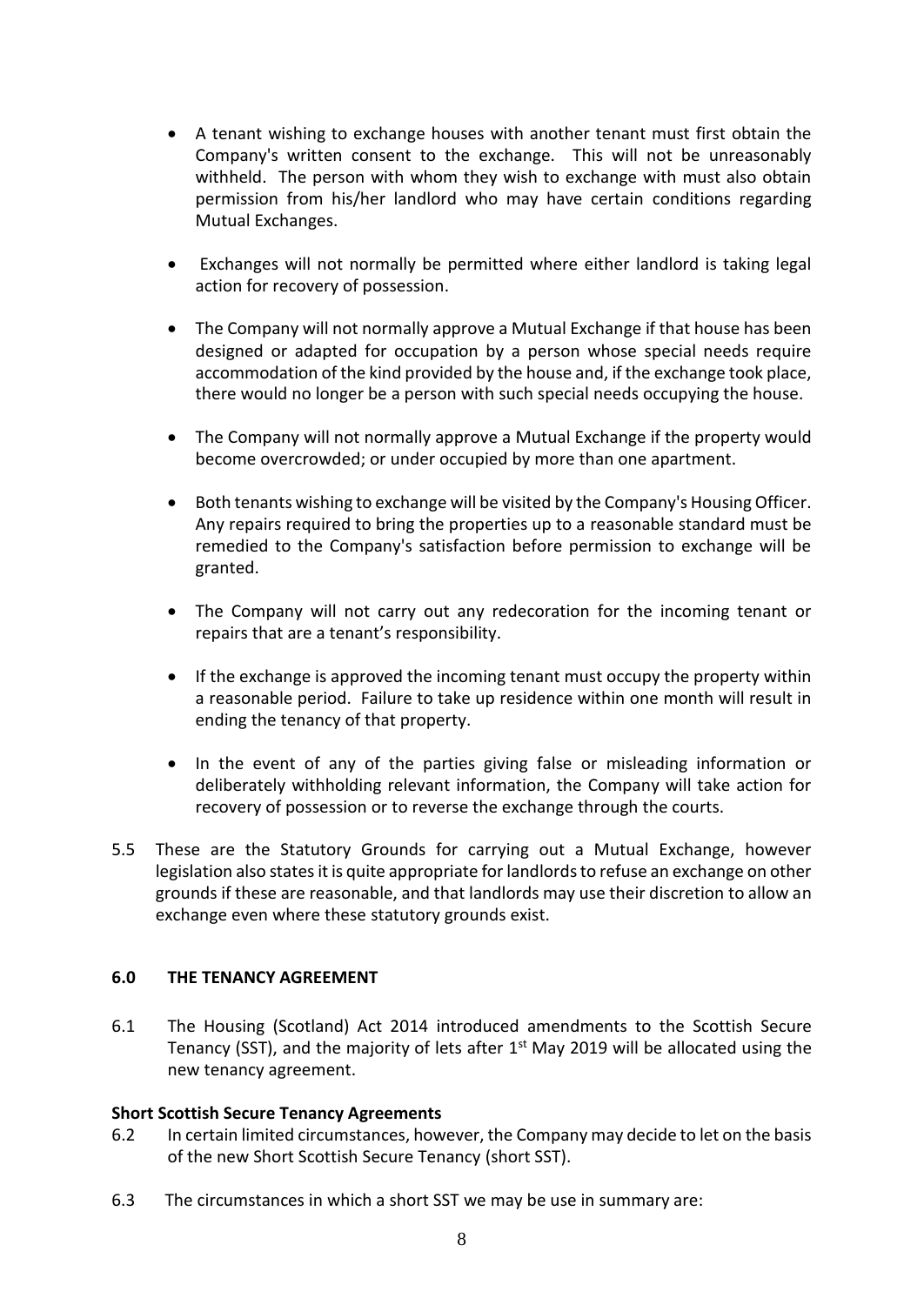- A tenant wishing to exchange houses with another tenant must first obtain the Company's written consent to the exchange. This will not be unreasonably withheld. The person with whom they wish to exchange with must also obtain permission from his/her landlord who may have certain conditions regarding Mutual Exchanges.

- Exchanges will not normally be permitted where either landlord is taking legal action for recovery of possession.

- The Company will not normally approve a Mutual Exchange if that house has been designed or adapted for occupation by a person whose special needs require accommodation of the kind provided by the house and, if the exchange took place, there would no longer be a person with such special needs occupying the house.

- The Company will not normally approve a Mutual Exchange if the property would become overcrowded; or under occupied by more than one apartment.

- Both tenants wishing to exchange will be visited by the Company's Housing Officer. Any repairs required to bring the properties up to a reasonable standard must be remedied to the Company's satisfaction before permission to exchange will be granted.

- The Company will not carry out any redecoration for the incoming tenant or repairs that are a tenant's responsibility.

- If the exchange is approved the incoming tenant must occupy the property within a reasonable period. Failure to take up residence within one month will result in ending the tenancy of that property.

- In the event of any of the parties giving false or misleading information or deliberately withholding relevant information, the Company will take action for recovery of possession or to reverse the exchange through the courts.

5.5 These are the Statutory Grounds for carrying out a Mutual Exchange, however legislation also states it is quite appropriate for landlords to refuse an exchange on other grounds if these are reasonable, and that landlords may use their discretion to allow an exchange even where these statutory grounds exist.

## 6.0 THE TENANCY AGREEMENT

6.1 The Housing (Scotland) Act 2014 introduced amendments to the Scottish Secure Tenancy (SST), and the majority of lets after 1st May 2019 will be allocated using the new tenancy agreement.

**Short Scottish Secure Tenancy Agreements**

6.2 In certain limited circumstances, however, the Company may decide to let on the basis of the new Short Scottish Secure Tenancy (short SST).

6.3 The circumstances in which a short SST we may be use in summary are: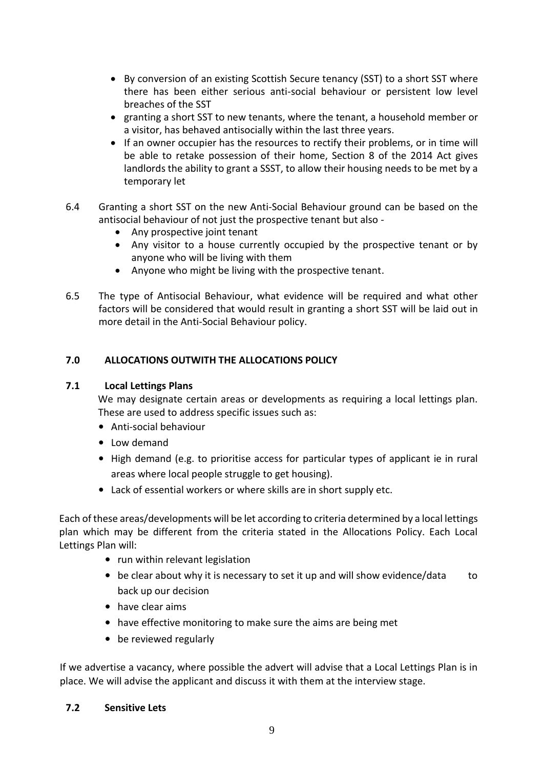- By conversion of an existing Scottish Secure tenancy (SST) to a short SST where there has been either serious anti-social behaviour or persistent low level breaches of the SST
- granting a short SST to new tenants, where the tenant, a household member or a visitor, has behaved antisocially within the last three years.
- If an owner occupier has the resources to rectify their problems, or in time will be able to retake possession of their home, Section 8 of the 2014 Act gives landlords the ability to grant a SSST, to allow their housing needs to be met by a temporary let

6.4 Granting a short SST on the new Anti-Social Behaviour ground can be based on the antisocial behaviour of not just the prospective tenant but also -

- Any prospective joint tenant
- Any visitor to a house currently occupied by the prospective tenant or by anyone who will be living with them
- Anyone who might be living with the prospective tenant.

6.5 The type of Antisocial Behaviour, what evidence will be required and what other factors will be considered that would result in granting a short SST will be laid out in more detail in the Anti-Social Behaviour policy.

## 7.0 ALLOCATIONS OUTWITH THE ALLOCATIONS POLICY

### 7.1 Local Lettings Plans

We may designate certain areas or developments as requiring a local lettings plan. These are used to address specific issues such as:

- Anti-social behaviour
- Low demand
- High demand (e.g. to prioritise access for particular types of applicant ie in rural areas where local people struggle to get housing).
- Lack of essential workers or where skills are in short supply etc.

Each of these areas/developments will be let according to criteria determined by a local lettings plan which may be different from the criteria stated in the Allocations Policy. Each Local Lettings Plan will:

- run within relevant legislation
- be clear about why it is necessary to set it up and will show evidence/data to back up our decision
- have clear aims
- have effective monitoring to make sure the aims are being met
- be reviewed regularly

If we advertise a vacancy, where possible the advert will advise that a Local Lettings Plan is in place. We will advise the applicant and discuss it with them at the interview stage.

### 7.2 Sensitive Lets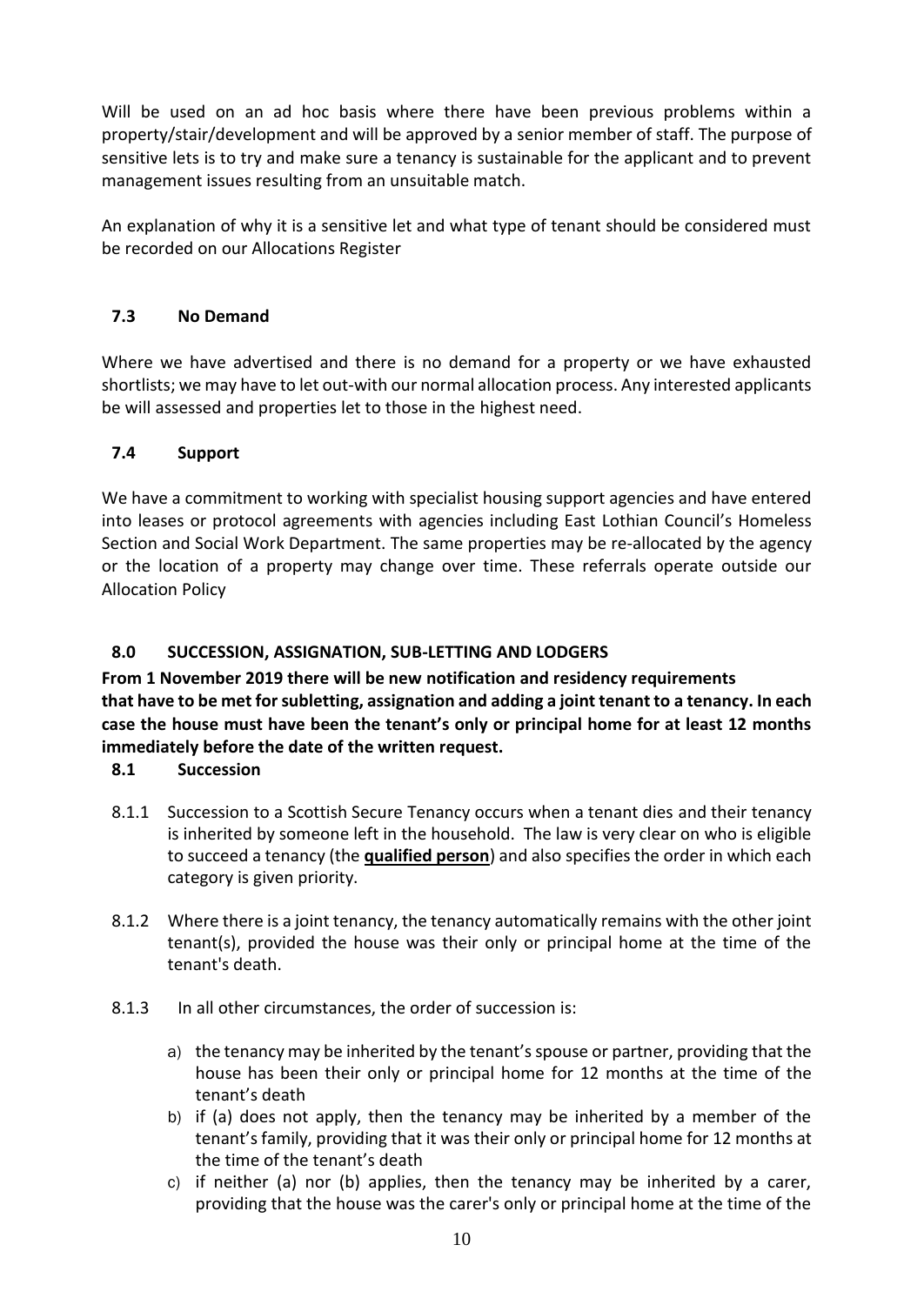Will be used on an ad hoc basis where there have been previous problems within a property/stair/development and will be approved by a senior member of staff. The purpose of sensitive lets is to try and make sure a tenancy is sustainable for the applicant and to prevent management issues resulting from an unsuitable match.

An explanation of why it is a sensitive let and what type of tenant should be considered must be recorded on our Allocations Register

### 7.3 No Demand

Where we have advertised and there is no demand for a property or we have exhausted shortlists; we may have to let out-with our normal allocation process. Any interested applicants be will assessed and properties let to those in the highest need.

### 7.4 Support

We have a commitment to working with specialist housing support agencies and have entered into leases or protocol agreements with agencies including East Lothian Council's Homeless Section and Social Work Department. The same properties may be re-allocated by the agency or the location of a property may change over time. These referrals operate outside our Allocation Policy

## 8.0 SUCCESSION, ASSIGNATION, SUB-LETTING AND LODGERS

**From 1 November 2019 there will be new notification and residency requirements that have to be met for subletting, assignation and adding a joint tenant to a tenancy. In each case the house must have been the tenant's only or principal home for at least 12 months immediately before the date of the written request.**

### 8.1 Succession

8.1.1 Succession to a Scottish Secure Tenancy occurs when a tenant dies and their tenancy is inherited by someone left in the household. The law is very clear on who is eligible to succeed a tenancy (the **qualified person**) and also specifies the order in which each category is given priority.

8.1.2 Where there is a joint tenancy, the tenancy automatically remains with the other joint tenant(s), provided the house was their only or principal home at the time of the tenant's death.

8.1.3 In all other circumstances, the order of succession is:

a) the tenancy may be inherited by the tenant's spouse or partner, providing that the house has been their only or principal home for 12 months at the time of the tenant's death
b) if (a) does not apply, then the tenancy may be inherited by a member of the tenant's family, providing that it was their only or principal home for 12 months at the time of the tenant's death
c) if neither (a) nor (b) applies, then the tenancy may be inherited by a carer, providing that the house was the carer's only or principal home at the time of the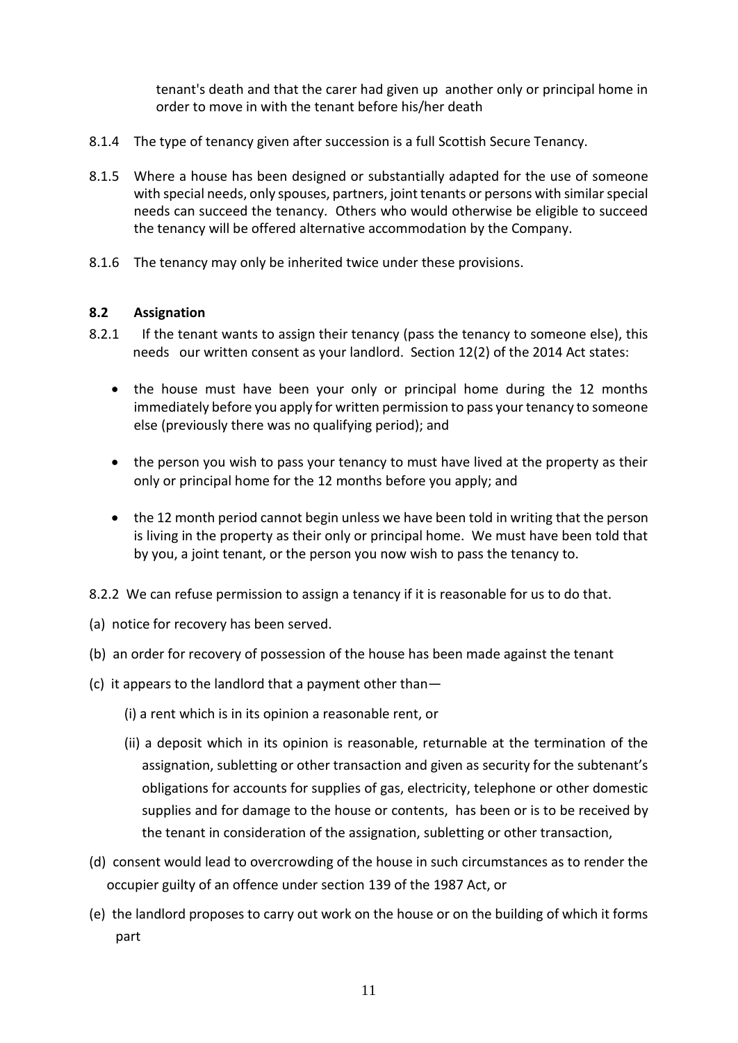tenant's death and that the carer had given up another only or principal home in order to move in with the tenant before his/her death

8.1.4 The type of tenancy given after succession is a full Scottish Secure Tenancy.

8.1.5 Where a house has been designed or substantially adapted for the use of someone with special needs, only spouses, partners, joint tenants or persons with similar special needs can succeed the tenancy. Others who would otherwise be eligible to succeed the tenancy will be offered alternative accommodation by the Company.

8.1.6 The tenancy may only be inherited twice under these provisions.

### 8.2 Assignation

8.2.1 If the tenant wants to assign their tenancy (pass the tenancy to someone else), this needs our written consent as your landlord. Section 12(2) of the 2014 Act states:

- the house must have been your only or principal home during the 12 months immediately before you apply for written permission to pass your tenancy to someone else (previously there was no qualifying period); and
- the person you wish to pass your tenancy to must have lived at the property as their only or principal home for the 12 months before you apply; and
- the 12 month period cannot begin unless we have been told in writing that the person is living in the property as their only or principal home. We must have been told that by you, a joint tenant, or the person you now wish to pass the tenancy to.

8.2.2 We can refuse permission to assign a tenancy if it is reasonable for us to do that.

(a) notice for recovery has been served.

(b) an order for recovery of possession of the house has been made against the tenant

(c) it appears to the landlord that a payment other than—

(i) a rent which is in its opinion a reasonable rent, or

(ii) a deposit which in its opinion is reasonable, returnable at the termination of the assignation, subletting or other transaction and given as security for the subtenant's obligations for accounts for supplies of gas, electricity, telephone or other domestic supplies and for damage to the house or contents, has been or is to be received by the tenant in consideration of the assignation, subletting or other transaction,

(d) consent would lead to overcrowding of the house in such circumstances as to render the occupier guilty of an offence under section 139 of the 1987 Act, or

(e) the landlord proposes to carry out work on the house or on the building of which it forms part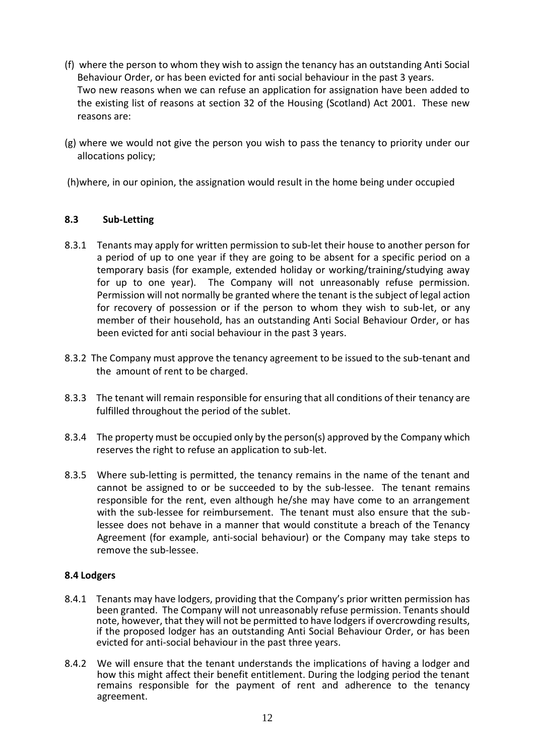(f) where the person to whom they wish to assign the tenancy has an outstanding Anti Social Behaviour Order, or has been evicted for anti social behaviour in the past 3 years.
Two new reasons when we can refuse an application for assignation have been added to the existing list of reasons at section 32 of the Housing (Scotland) Act 2001. These new reasons are:

(g) where we would not give the person you wish to pass the tenancy to priority under our allocations policy;

(h)where, in our opinion, the assignation would result in the home being under occupied

### 8.3 Sub-Letting

8.3.1 Tenants may apply for written permission to sub-let their house to another person for a period of up to one year if they are going to be absent for a specific period on a temporary basis (for example, extended holiday or working/training/studying away for up to one year). The Company will not unreasonably refuse permission. Permission will not normally be granted where the tenant is the subject of legal action for recovery of possession or if the person to whom they wish to sub-let, or any member of their household, has an outstanding Anti Social Behaviour Order, or has been evicted for anti social behaviour in the past 3 years.

8.3.2 The Company must approve the tenancy agreement to be issued to the sub-tenant and the amount of rent to be charged.

8.3.3 The tenant will remain responsible for ensuring that all conditions of their tenancy are fulfilled throughout the period of the sublet.

8.3.4 The property must be occupied only by the person(s) approved by the Company which reserves the right to refuse an application to sub-let.

8.3.5 Where sub-letting is permitted, the tenancy remains in the name of the tenant and cannot be assigned to or be succeeded to by the sub-lessee. The tenant remains responsible for the rent, even although he/she may have come to an arrangement with the sub-lessee for reimbursement. The tenant must also ensure that the sub-lessee does not behave in a manner that would constitute a breach of the Tenancy Agreement (for example, anti-social behaviour) or the Company may take steps to remove the sub-lessee.

### 8.4 Lodgers

8.4.1 Tenants may have lodgers, providing that the Company's prior written permission has been granted. The Company will not unreasonably refuse permission. Tenants should note, however, that they will not be permitted to have lodgers if overcrowding results, if the proposed lodger has an outstanding Anti Social Behaviour Order, or has been evicted for anti-social behaviour in the past three years.

8.4.2 We will ensure that the tenant understands the implications of having a lodger and how this might affect their benefit entitlement. During the lodging period the tenant remains responsible for the payment of rent and adherence to the tenancy agreement.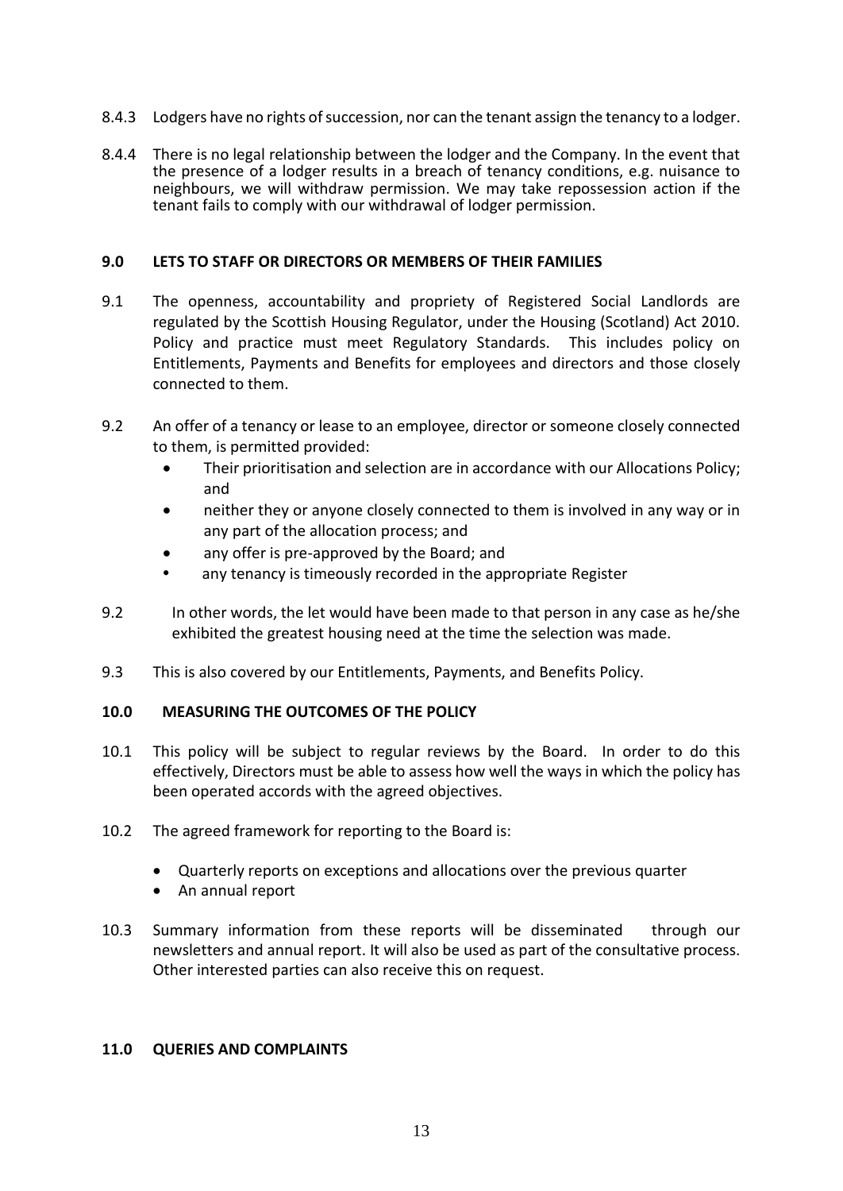8.4.3 Lodgers have no rights of succession, nor can the tenant assign the tenancy to a lodger.

8.4.4 There is no legal relationship between the lodger and the Company. In the event that the presence of a lodger results in a breach of tenancy conditions, e.g. nuisance to neighbours, we will withdraw permission. We may take repossession action if the tenant fails to comply with our withdrawal of lodger permission.

## 9.0 LETS TO STAFF OR DIRECTORS OR MEMBERS OF THEIR FAMILIES

9.1 The openness, accountability and propriety of Registered Social Landlords are regulated by the Scottish Housing Regulator, under the Housing (Scotland) Act 2010. Policy and practice must meet Regulatory Standards. This includes policy on Entitlements, Payments and Benefits for employees and directors and those closely connected to them.

9.2 An offer of a tenancy or lease to an employee, director or someone closely connected to them, is permitted provided:

- Their prioritisation and selection are in accordance with our Allocations Policy; and
- neither they or anyone closely connected to them is involved in any way or in any part of the allocation process; and
- any offer is pre-approved by the Board; and
- any tenancy is timeously recorded in the appropriate Register

9.2 In other words, the let would have been made to that person in any case as he/she exhibited the greatest housing need at the time the selection was made.

9.3 This is also covered by our Entitlements, Payments, and Benefits Policy.

## 10.0 MEASURING THE OUTCOMES OF THE POLICY

10.1 This policy will be subject to regular reviews by the Board. In order to do this effectively, Directors must be able to assess how well the ways in which the policy has been operated accords with the agreed objectives.

10.2 The agreed framework for reporting to the Board is:

- Quarterly reports on exceptions and allocations over the previous quarter
- An annual report

10.3 Summary information from these reports will be disseminated through our newsletters and annual report. It will also be used as part of the consultative process. Other interested parties can also receive this on request.

## 11.0 QUERIES AND COMPLAINTS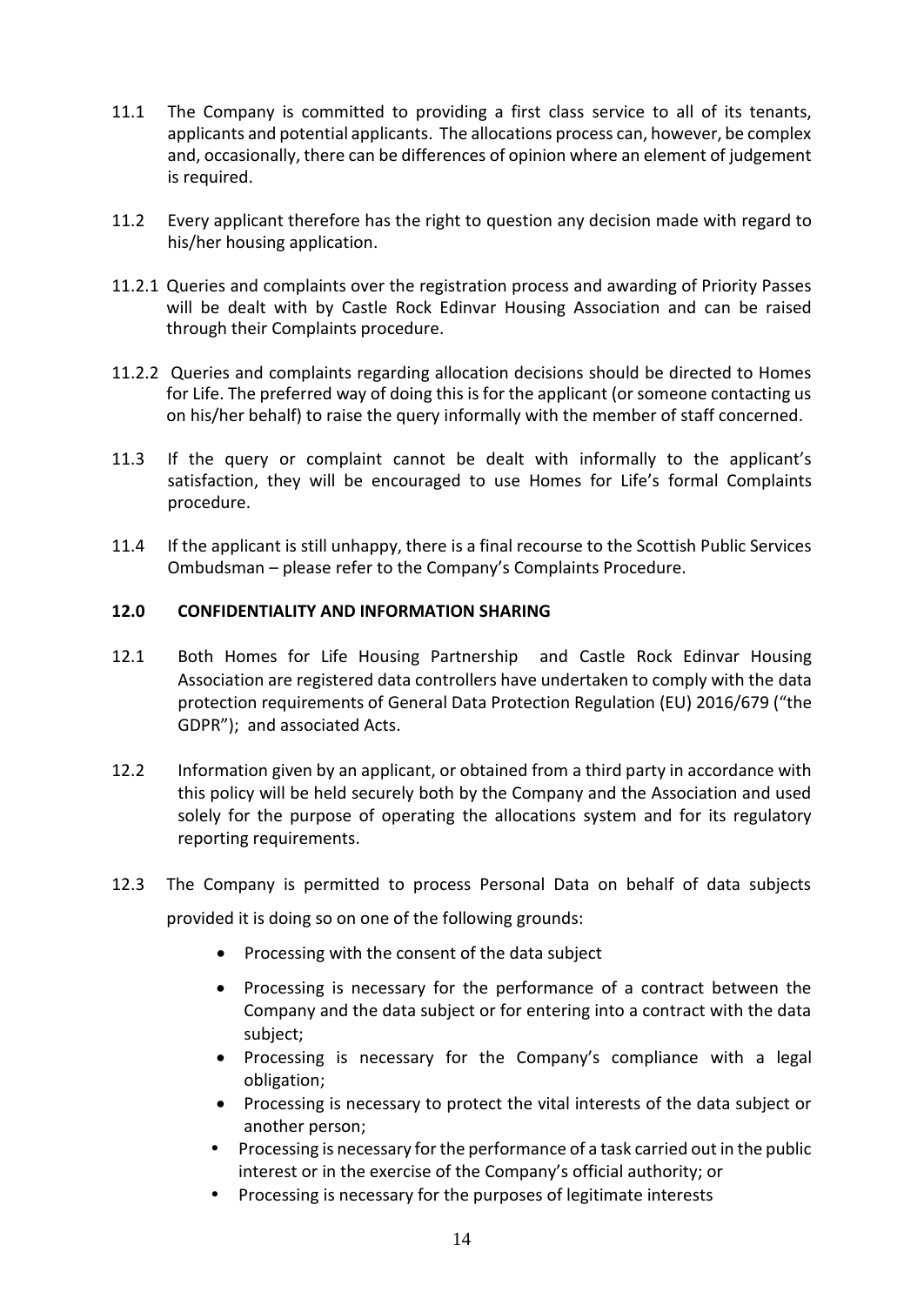11.1 The Company is committed to providing a first class service to all of its tenants, applicants and potential applicants. The allocations process can, however, be complex and, occasionally, there can be differences of opinion where an element of judgement is required.

11.2 Every applicant therefore has the right to question any decision made with regard to his/her housing application.

11.2.1 Queries and complaints over the registration process and awarding of Priority Passes will be dealt with by Castle Rock Edinvar Housing Association and can be raised through their Complaints procedure.

11.2.2 Queries and complaints regarding allocation decisions should be directed to Homes for Life. The preferred way of doing this is for the applicant (or someone contacting us on his/her behalf) to raise the query informally with the member of staff concerned.

11.3 If the query or complaint cannot be dealt with informally to the applicant's satisfaction, they will be encouraged to use Homes for Life's formal Complaints procedure.

11.4 If the applicant is still unhappy, there is a final recourse to the Scottish Public Services Ombudsman – please refer to the Company's Complaints Procedure.

## 12.0 CONFIDENTIALITY AND INFORMATION SHARING

12.1 Both Homes for Life Housing Partnership and Castle Rock Edinvar Housing Association are registered data controllers have undertaken to comply with the data protection requirements of General Data Protection Regulation (EU) 2016/679 ("the GDPR"); and associated Acts.

12.2 Information given by an applicant, or obtained from a third party in accordance with this policy will be held securely both by the Company and the Association and used solely for the purpose of operating the allocations system and for its regulatory reporting requirements.

12.3 The Company is permitted to process Personal Data on behalf of data subjects provided it is doing so on one of the following grounds:

- Processing with the consent of the data subject
- Processing is necessary for the performance of a contract between the Company and the data subject or for entering into a contract with the data subject;
- Processing is necessary for the Company's compliance with a legal obligation;
- Processing is necessary to protect the vital interests of the data subject or another person;
- Processing is necessary for the performance of a task carried out in the public interest or in the exercise of the Company's official authority; or
- Processing is necessary for the purposes of legitimate interests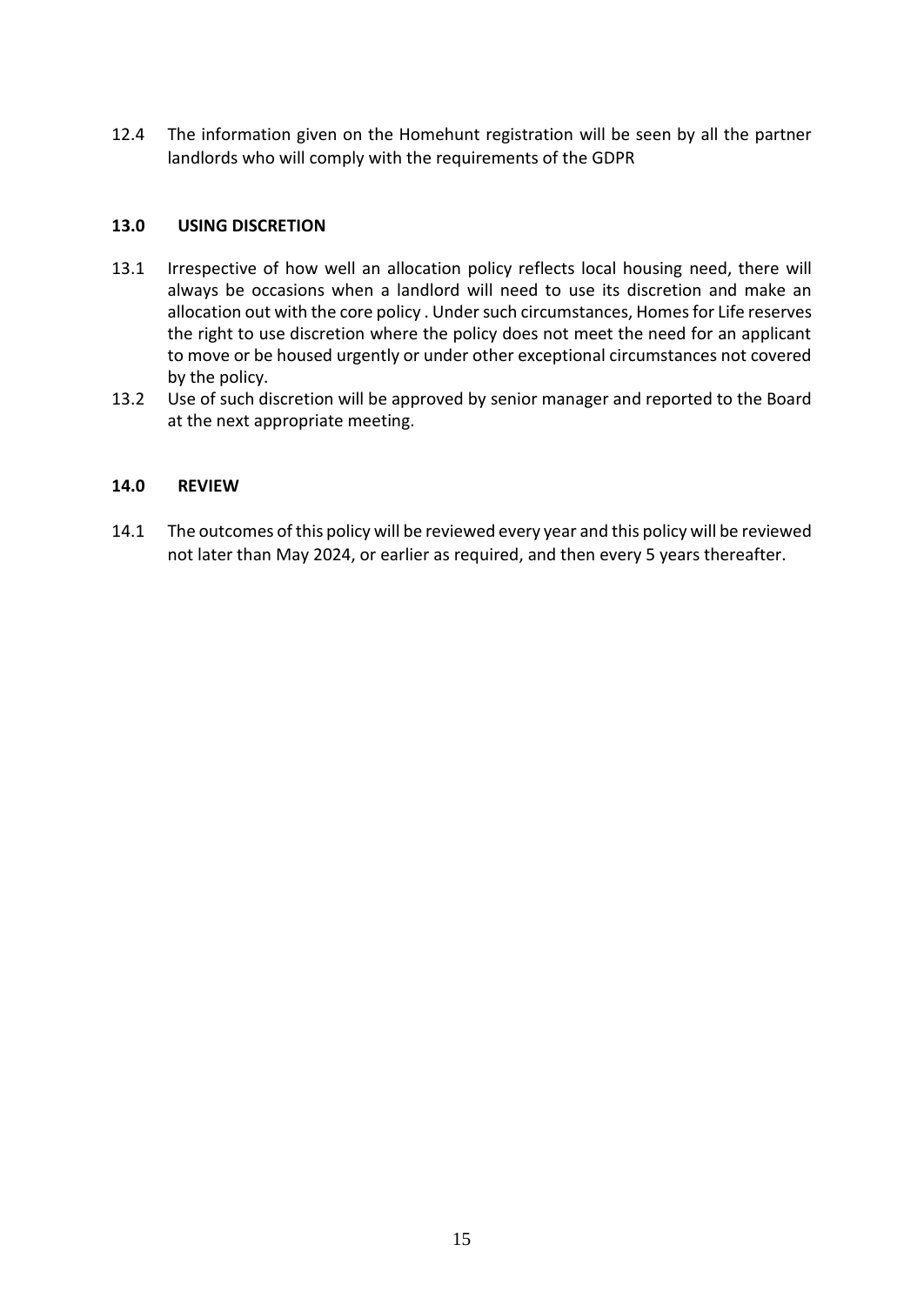12.4 The information given on the Homehunt registration will be seen by all the partner landlords who will comply with the requirements of the GDPR

## 13.0 USING DISCRETION

13.1 Irrespective of how well an allocation policy reflects local housing need, there will always be occasions when a landlord will need to use its discretion and make an allocation out with the core policy . Under such circumstances, Homes for Life reserves the right to use discretion where the policy does not meet the need for an applicant to move or be housed urgently or under other exceptional circumstances not covered by the policy.

13.2 Use of such discretion will be approved by senior manager and reported to the Board at the next appropriate meeting.

## 14.0 REVIEW

14.1 The outcomes of this policy will be reviewed every year and this policy will be reviewed not later than May 2024, or earlier as required, and then every 5 years thereafter.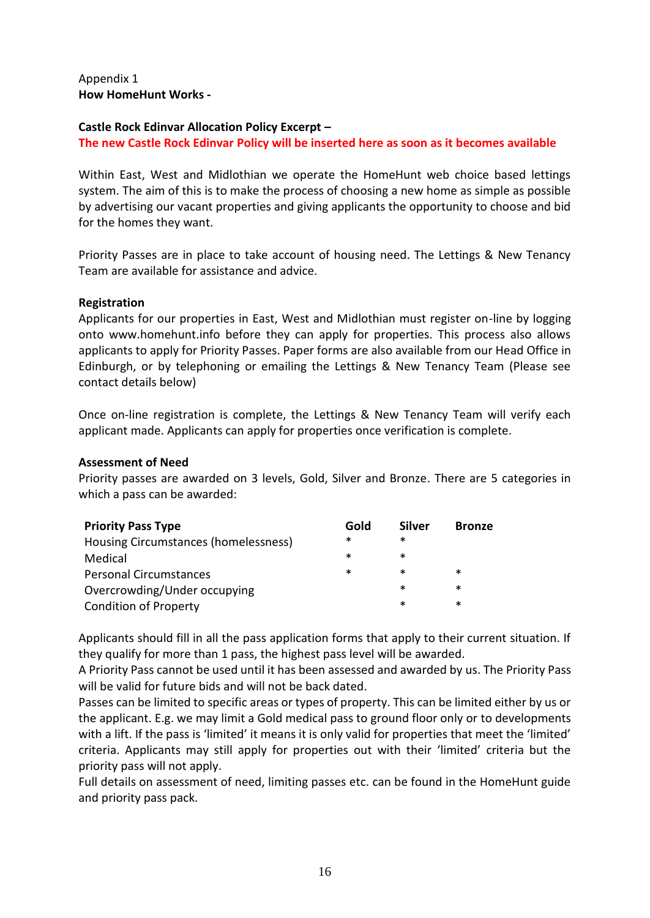Appendix 1

**How HomeHunt Works -**

**Castle Rock Edinvar Allocation Policy Excerpt –**

**The new Castle Rock Edinvar Policy will be inserted here as soon as it becomes available**

Within East, West and Midlothian we operate the HomeHunt web choice based lettings system. The aim of this is to make the process of choosing a new home as simple as possible by advertising our vacant properties and giving applicants the opportunity to choose and bid for the homes they want.

Priority Passes are in place to take account of housing need. The Lettings & New Tenancy Team are available for assistance and advice.

**Registration**

Applicants for our properties in East, West and Midlothian must register on-line by logging onto www.homehunt.info before they can apply for properties. This process also allows applicants to apply for Priority Passes. Paper forms are also available from our Head Office in Edinburgh, or by telephoning or emailing the Lettings & New Tenancy Team (Please see contact details below)

Once on-line registration is complete, the Lettings & New Tenancy Team will verify each applicant made. Applicants can apply for properties once verification is complete.

**Assessment of Need**

Priority passes are awarded on 3 levels, Gold, Silver and Bronze. There are 5 categories in which a pass can be awarded:

| Priority Pass Type | Gold | Silver | Bronze |
|---|---|---|---|
| Housing Circumstances (homelessness) | * | * | |
| Medical | * | * | |
| Personal Circumstances | * | * | * |
| Overcrowding/Under occupying | | * | * |
| Condition of Property | | * | * |

Applicants should fill in all the pass application forms that apply to their current situation. If they qualify for more than 1 pass, the highest pass level will be awarded.

A Priority Pass cannot be used until it has been assessed and awarded by us. The Priority Pass will be valid for future bids and will not be back dated.

Passes can be limited to specific areas or types of property. This can be limited either by us or the applicant. E.g. we may limit a Gold medical pass to ground floor only or to developments with a lift. If the pass is 'limited' it means it is only valid for properties that meet the 'limited' criteria. Applicants may still apply for properties out with their 'limited' criteria but the priority pass will not apply.

Full details on assessment of need, limiting passes etc. can be found in the HomeHunt guide and priority pass pack.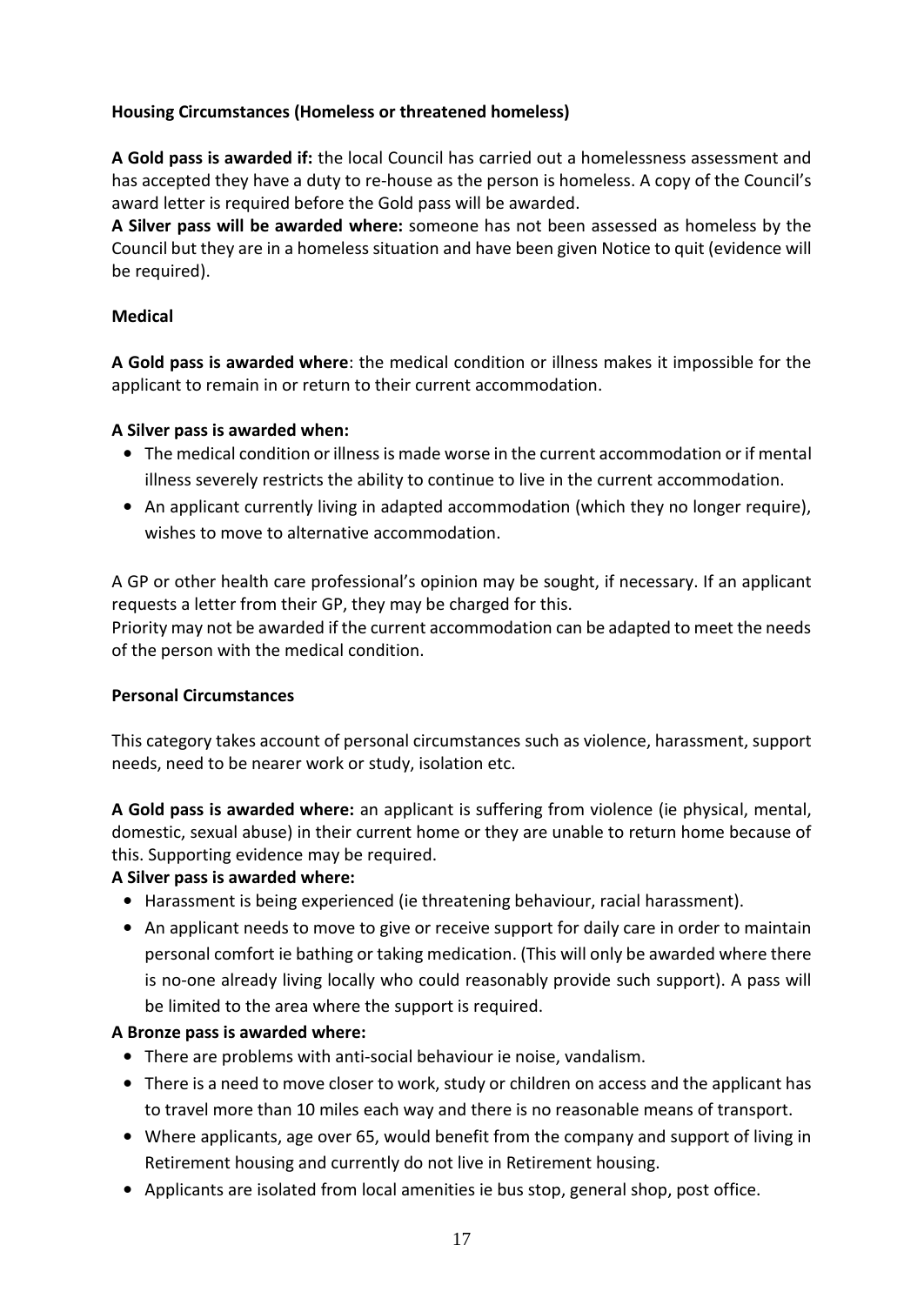**Housing Circumstances (Homeless or threatened homeless)**

**A Gold pass is awarded if:** the local Council has carried out a homelessness assessment and has accepted they have a duty to re-house as the person is homeless. A copy of the Council's award letter is required before the Gold pass will be awarded.

**A Silver pass will be awarded where:** someone has not been assessed as homeless by the Council but they are in a homeless situation and have been given Notice to quit (evidence will be required).

**Medical**

**A Gold pass is awarded where**: the medical condition or illness makes it impossible for the applicant to remain in or return to their current accommodation.

**A Silver pass is awarded when:**

- The medical condition or illness is made worse in the current accommodation or if mental illness severely restricts the ability to continue to live in the current accommodation.
- An applicant currently living in adapted accommodation (which they no longer require), wishes to move to alternative accommodation.

A GP or other health care professional's opinion may be sought, if necessary. If an applicant requests a letter from their GP, they may be charged for this.

Priority may not be awarded if the current accommodation can be adapted to meet the needs of the person with the medical condition.

**Personal Circumstances**

This category takes account of personal circumstances such as violence, harassment, support needs, need to be nearer work or study, isolation etc.

**A Gold pass is awarded where:** an applicant is suffering from violence (ie physical, mental, domestic, sexual abuse) in their current home or they are unable to return home because of this. Supporting evidence may be required.

**A Silver pass is awarded where:**

- Harassment is being experienced (ie threatening behaviour, racial harassment).
- An applicant needs to move to give or receive support for daily care in order to maintain personal comfort ie bathing or taking medication. (This will only be awarded where there is no-one already living locally who could reasonably provide such support). A pass will be limited to the area where the support is required.

**A Bronze pass is awarded where:**

- There are problems with anti-social behaviour ie noise, vandalism.
- There is a need to move closer to work, study or children on access and the applicant has to travel more than 10 miles each way and there is no reasonable means of transport.
- Where applicants, age over 65, would benefit from the company and support of living in Retirement housing and currently do not live in Retirement housing.
- Applicants are isolated from local amenities ie bus stop, general shop, post office.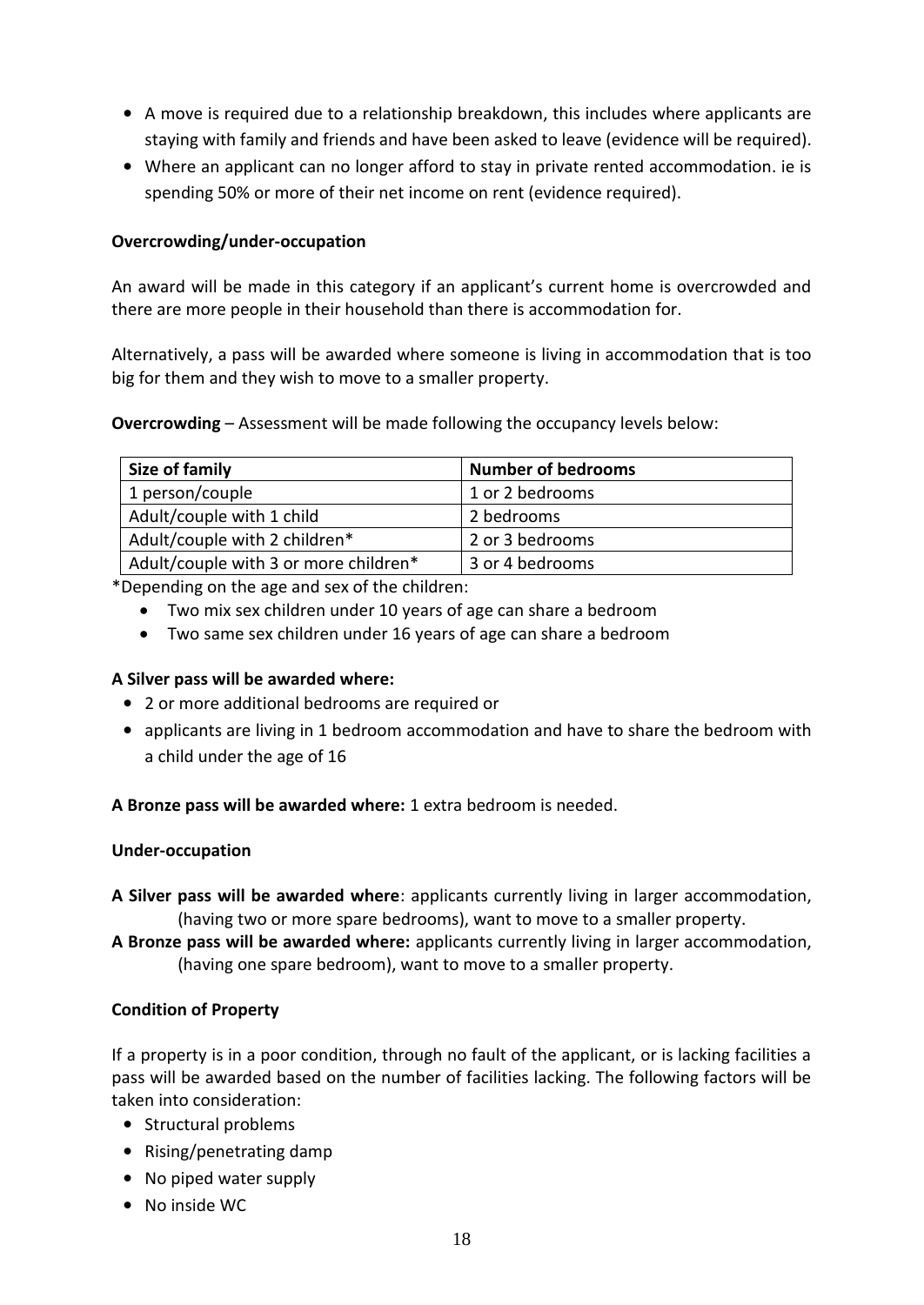- A move is required due to a relationship breakdown, this includes where applicants are staying with family and friends and have been asked to leave (evidence will be required).
- Where an applicant can no longer afford to stay in private rented accommodation. ie is spending 50% or more of their net income on rent (evidence required).

**Overcrowding/under-occupation**

An award will be made in this category if an applicant's current home is overcrowded and there are more people in their household than there is accommodation for.

Alternatively, a pass will be awarded where someone is living in accommodation that is too big for them and they wish to move to a smaller property.

**Overcrowding** – Assessment will be made following the occupancy levels below:

| Size of family | Number of bedrooms |
|---|---|
| 1 person/couple | 1 or 2 bedrooms |
| Adult/couple with 1 child | 2 bedrooms |
| Adult/couple with 2 children* | 2 or 3 bedrooms |
| Adult/couple with 3 or more children* | 3 or 4 bedrooms |

*Depending on the age and sex of the children:

- Two mix sex children under 10 years of age can share a bedroom
- Two same sex children under 16 years of age can share a bedroom

**A Silver pass will be awarded where:**

- 2 or more additional bedrooms are required or
- applicants are living in 1 bedroom accommodation and have to share the bedroom with a child under the age of 16

**A Bronze pass will be awarded where:** 1 extra bedroom is needed.

**Under-occupation**

**A Silver pass will be awarded where**: applicants currently living in larger accommodation, (having two or more spare bedrooms), want to move to a smaller property.

**A Bronze pass will be awarded where:** applicants currently living in larger accommodation, (having one spare bedroom), want to move to a smaller property.

**Condition of Property**

If a property is in a poor condition, through no fault of the applicant, or is lacking facilities a pass will be awarded based on the number of facilities lacking. The following factors will be taken into consideration:

- Structural problems
- Rising/penetrating damp
- No piped water supply
- No inside WC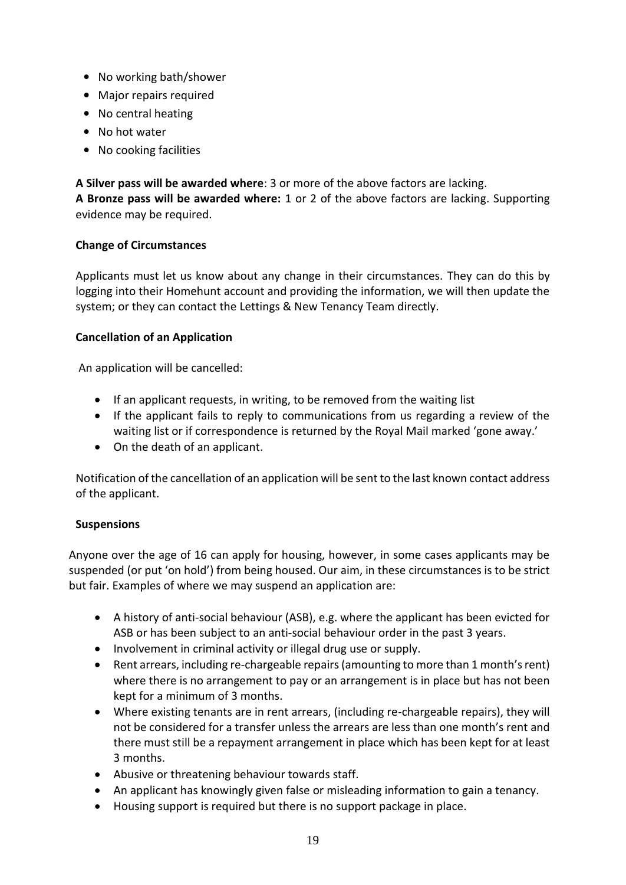- No working bath/shower
- Major repairs required
- No central heating
- No hot water
- No cooking facilities

**A Silver pass will be awarded where**: 3 or more of the above factors are lacking.
**A Bronze pass will be awarded where:** 1 or 2 of the above factors are lacking. Supporting evidence may be required.

**Change of Circumstances**

Applicants must let us know about any change in their circumstances. They can do this by logging into their Homehunt account and providing the information, we will then update the system; or they can contact the Lettings & New Tenancy Team directly.

**Cancellation of an Application**

An application will be cancelled:

- If an applicant requests, in writing, to be removed from the waiting list
- If the applicant fails to reply to communications from us regarding a review of the waiting list or if correspondence is returned by the Royal Mail marked 'gone away.'
- On the death of an applicant.

Notification of the cancellation of an application will be sent to the last known contact address of the applicant.

**Suspensions**

Anyone over the age of 16 can apply for housing, however, in some cases applicants may be suspended (or put 'on hold') from being housed. Our aim, in these circumstances is to be strict but fair. Examples of where we may suspend an application are:

- A history of anti-social behaviour (ASB), e.g. where the applicant has been evicted for ASB or has been subject to an anti-social behaviour order in the past 3 years.
- Involvement in criminal activity or illegal drug use or supply.
- Rent arrears, including re-chargeable repairs (amounting to more than 1 month's rent) where there is no arrangement to pay or an arrangement is in place but has not been kept for a minimum of 3 months.
- Where existing tenants are in rent arrears, (including re-chargeable repairs), they will not be considered for a transfer unless the arrears are less than one month's rent and there must still be a repayment arrangement in place which has been kept for at least 3 months.
- Abusive or threatening behaviour towards staff.
- An applicant has knowingly given false or misleading information to gain a tenancy.
- Housing support is required but there is no support package in place.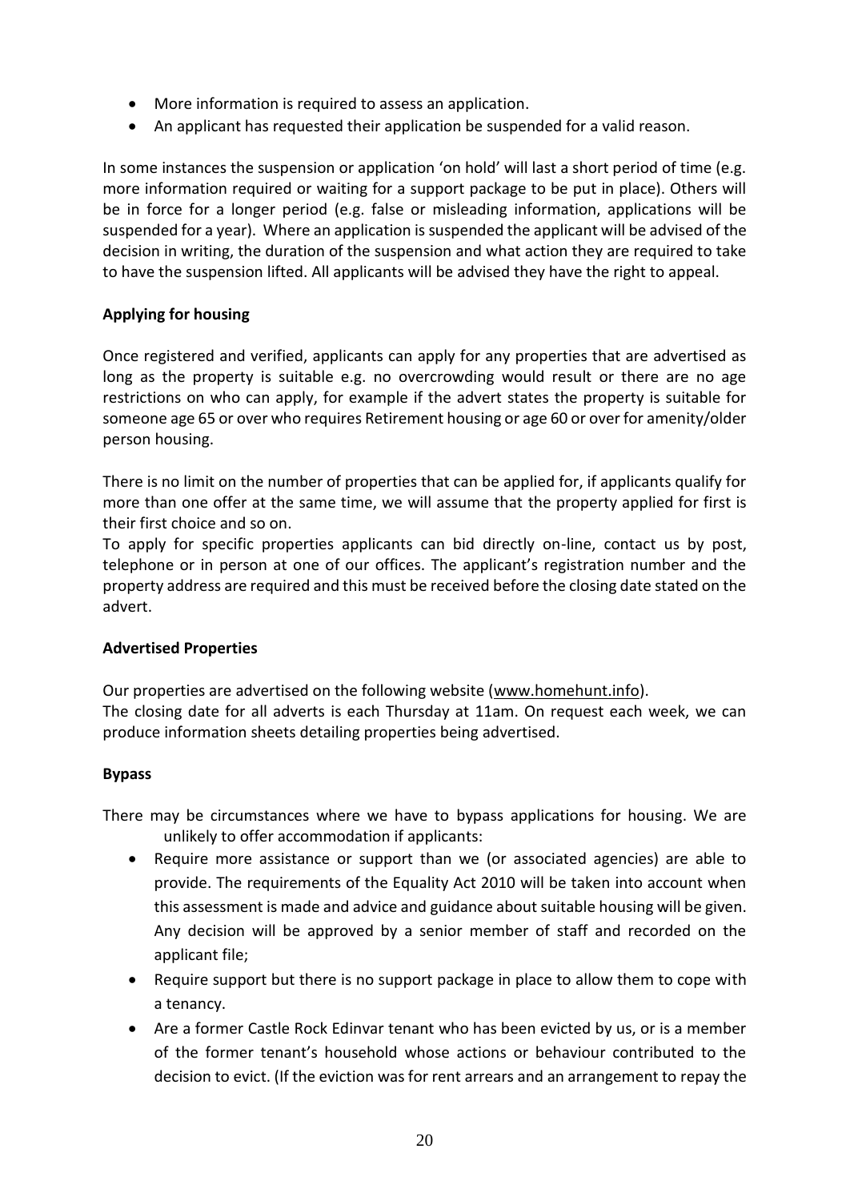- More information is required to assess an application.
- An applicant has requested their application be suspended for a valid reason.

In some instances the suspension or application 'on hold' will last a short period of time (e.g. more information required or waiting for a support package to be put in place). Others will be in force for a longer period (e.g. false or misleading information, applications will be suspended for a year). Where an application is suspended the applicant will be advised of the decision in writing, the duration of the suspension and what action they are required to take to have the suspension lifted. All applicants will be advised they have the right to appeal.

**Applying for housing**

Once registered and verified, applicants can apply for any properties that are advertised as long as the property is suitable e.g. no overcrowding would result or there are no age restrictions on who can apply, for example if the advert states the property is suitable for someone age 65 or over who requires Retirement housing or age 60 or over for amenity/older person housing.

There is no limit on the number of properties that can be applied for, if applicants qualify for more than one offer at the same time, we will assume that the property applied for first is their first choice and so on.

To apply for specific properties applicants can bid directly on-line, contact us by post, telephone or in person at one of our offices. The applicant's registration number and the property address are required and this must be received before the closing date stated on the advert.

**Advertised Properties**

Our properties are advertised on the following website (www.homehunt.info).
The closing date for all adverts is each Thursday at 11am. On request each week, we can produce information sheets detailing properties being advertised.

**Bypass**

There may be circumstances where we have to bypass applications for housing. We are unlikely to offer accommodation if applicants:

- Require more assistance or support than we (or associated agencies) are able to provide. The requirements of the Equality Act 2010 will be taken into account when this assessment is made and advice and guidance about suitable housing will be given. Any decision will be approved by a senior member of staff and recorded on the applicant file;
- Require support but there is no support package in place to allow them to cope with a tenancy.
- Are a former Castle Rock Edinvar tenant who has been evicted by us, or is a member of the former tenant's household whose actions or behaviour contributed to the decision to evict. (If the eviction was for rent arrears and an arrangement to repay the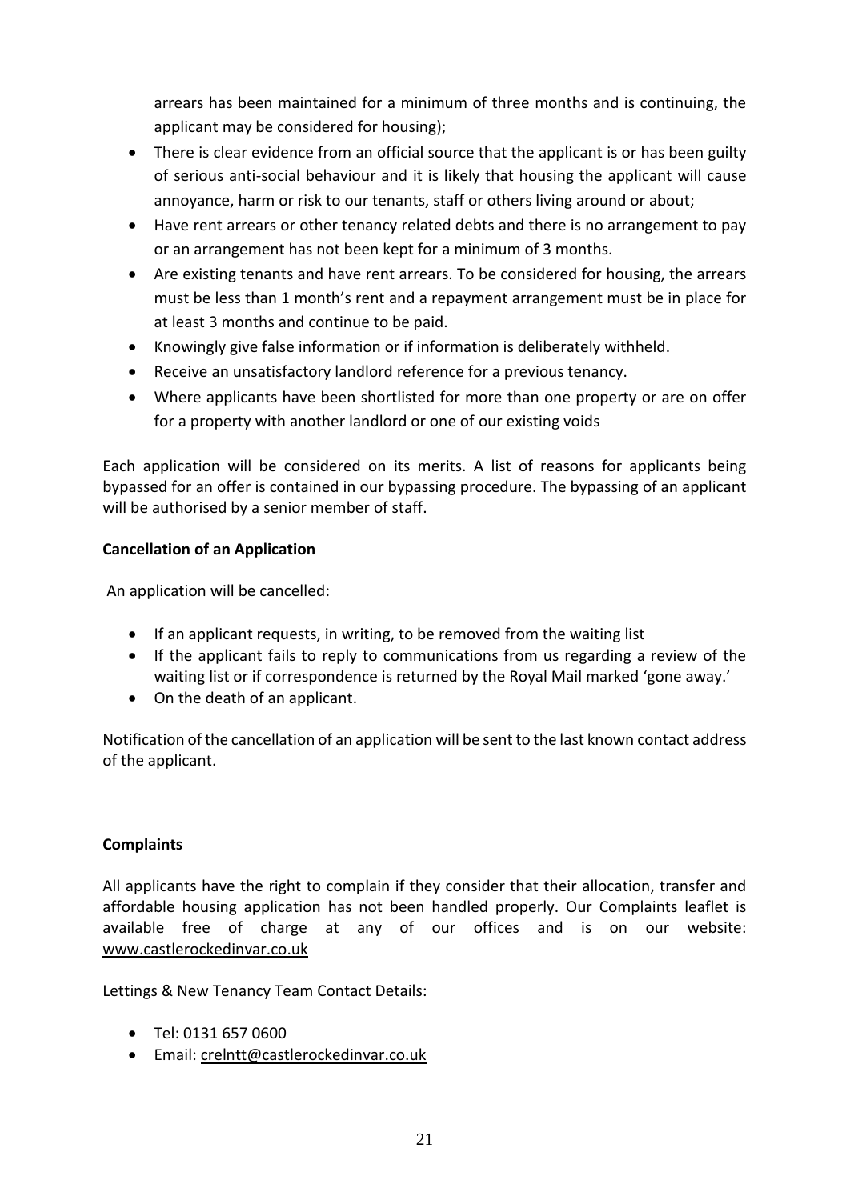arrears has been maintained for a minimum of three months and is continuing, the applicant may be considered for housing);

- There is clear evidence from an official source that the applicant is or has been guilty of serious anti-social behaviour and it is likely that housing the applicant will cause annoyance, harm or risk to our tenants, staff or others living around or about;
- Have rent arrears or other tenancy related debts and there is no arrangement to pay or an arrangement has not been kept for a minimum of 3 months.
- Are existing tenants and have rent arrears. To be considered for housing, the arrears must be less than 1 month's rent and a repayment arrangement must be in place for at least 3 months and continue to be paid.
- Knowingly give false information or if information is deliberately withheld.
- Receive an unsatisfactory landlord reference for a previous tenancy.
- Where applicants have been shortlisted for more than one property or are on offer for a property with another landlord or one of our existing voids

Each application will be considered on its merits. A list of reasons for applicants being bypassed for an offer is contained in our bypassing procedure. The bypassing of an applicant will be authorised by a senior member of staff.

**Cancellation of an Application**

An application will be cancelled:

- If an applicant requests, in writing, to be removed from the waiting list
- If the applicant fails to reply to communications from us regarding a review of the waiting list or if correspondence is returned by the Royal Mail marked 'gone away.'
- On the death of an applicant.

Notification of the cancellation of an application will be sent to the last known contact address of the applicant.

**Complaints**

All applicants have the right to complain if they consider that their allocation, transfer and affordable housing application has not been handled properly. Our Complaints leaflet is available free of charge at any of our offices and is on our website: www.castlerockedinvar.co.uk

Lettings & New Tenancy Team Contact Details:

- Tel: 0131 657 0600
- Email: crelntt@castlerockedinvar.co.uk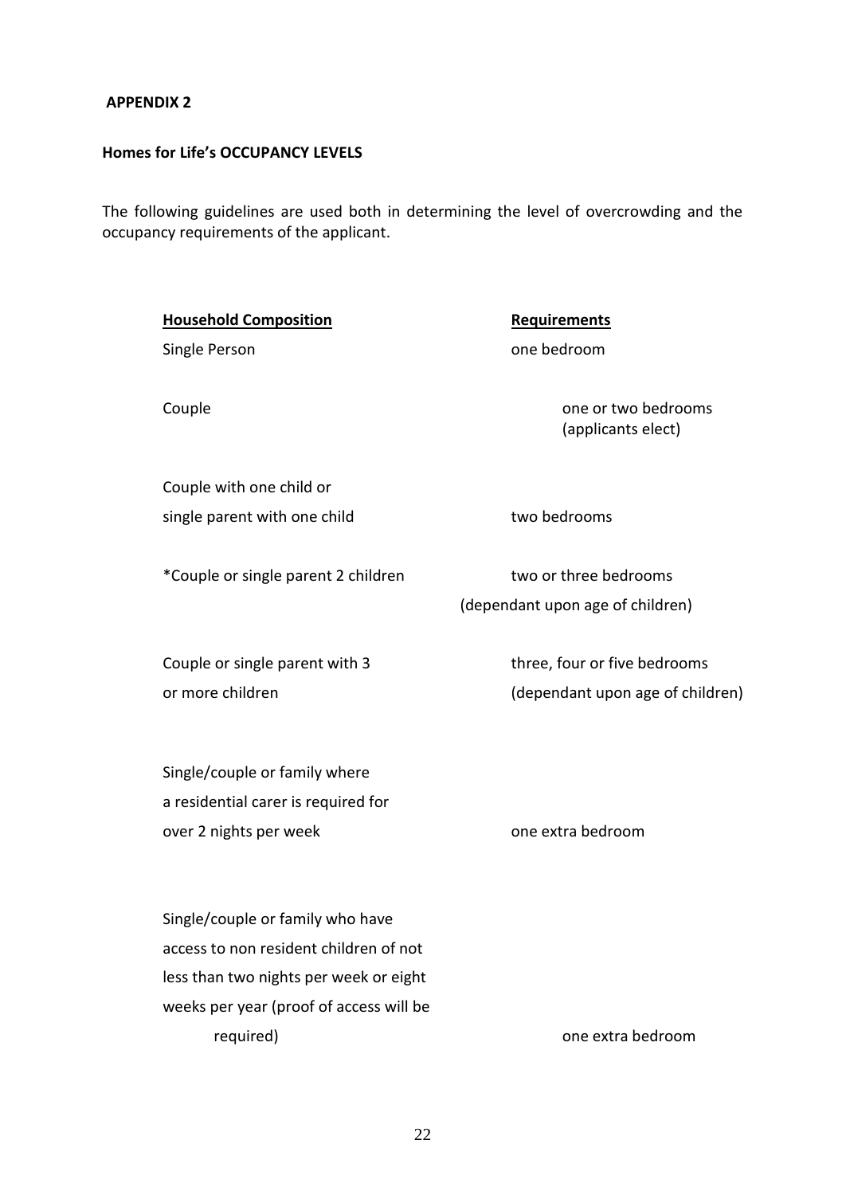**APPENDIX 2**

**Homes for Life's OCCUPANCY LEVELS**

The following guidelines are used both in determining the level of overcrowding and the occupancy requirements of the applicant.

| **Household Composition** | **Requirements** |
|---|---|
| Single Person | one bedroom |
| Couple | one or two bedrooms (applicants elect) |
| Couple with one child or single parent with one child | two bedrooms |
| *Couple or single parent 2 children | two or three bedrooms (dependant upon age of children) |
| Couple or single parent with 3 or more children | three, four or five bedrooms (dependant upon age of children) |
| Single/couple or family where a residential carer is required for over 2 nights per week | one extra bedroom |
| Single/couple or family who have access to non resident children of not less than two nights per week or eight weeks per year (proof of access will be required) | one extra bedroom |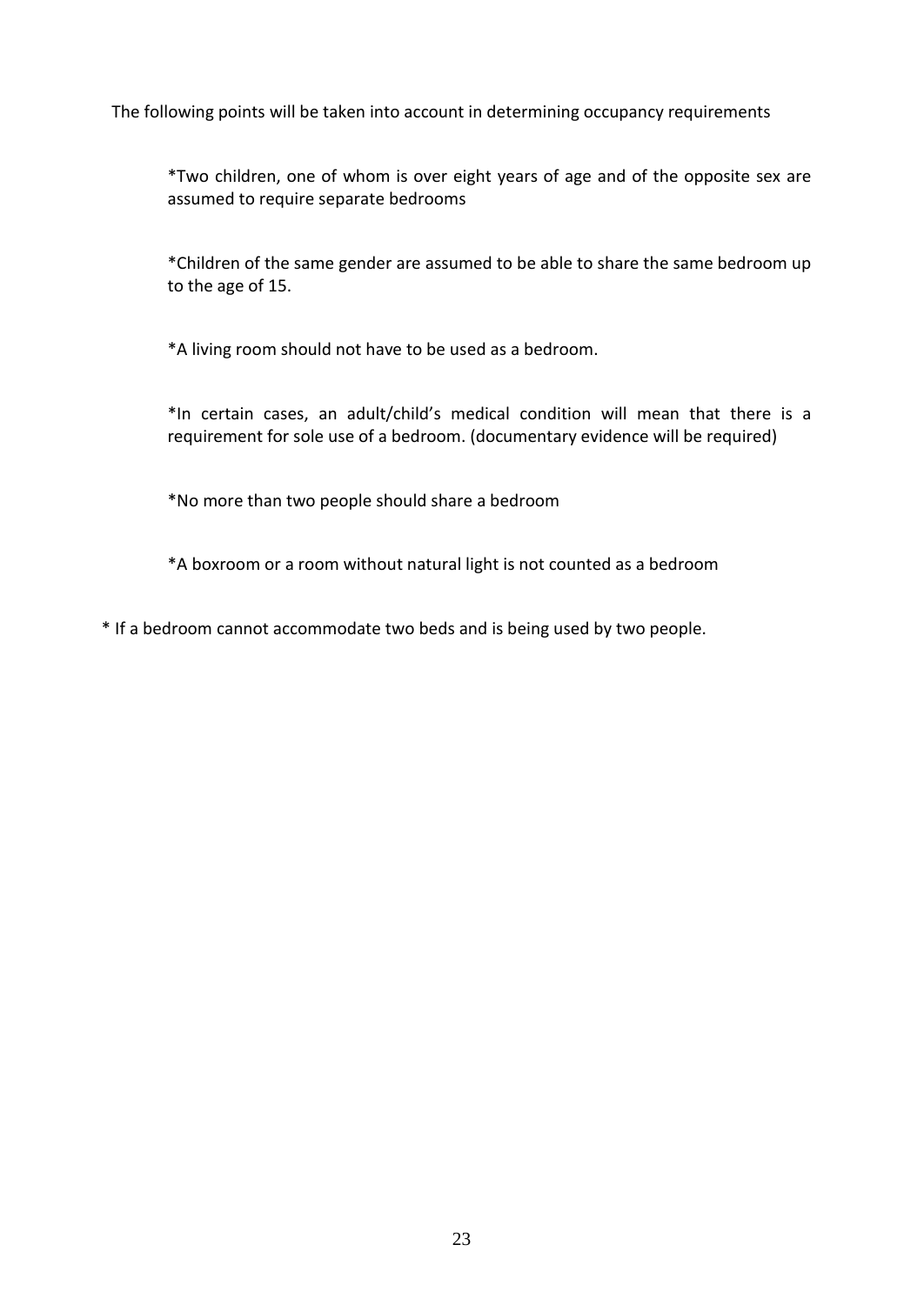The following points will be taken into account in determining occupancy requirements

*Two children, one of whom is over eight years of age and of the opposite sex are assumed to require separate bedrooms

*Children of the same gender are assumed to be able to share the same bedroom up to the age of 15.

*A living room should not have to be used as a bedroom.

*In certain cases, an adult/child's medical condition will mean that there is a requirement for sole use of a bedroom. (documentary evidence will be required)

*No more than two people should share a bedroom

*A boxroom or a room without natural light is not counted as a bedroom

* If a bedroom cannot accommodate two beds and is being used by two people.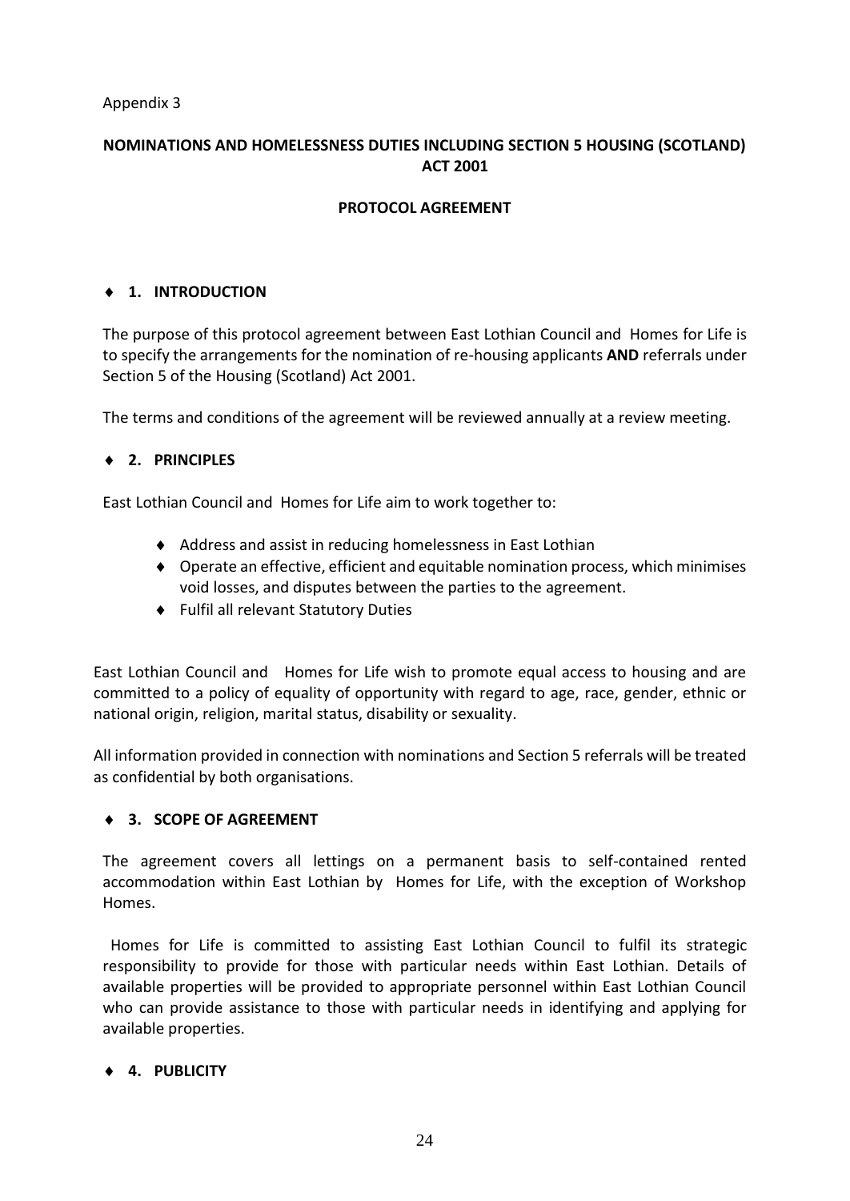Appendix 3

# NOMINATIONS AND HOMELESSNESS DUTIES INCLUDING SECTION 5 HOUSING (SCOTLAND) ACT 2001

## PROTOCOL AGREEMENT

## ♦ 1. INTRODUCTION

The purpose of this protocol agreement between East Lothian Council and Homes for Life is to specify the arrangements for the nomination of re-housing applicants **AND** referrals under Section 5 of the Housing (Scotland) Act 2001.

The terms and conditions of the agreement will be reviewed annually at a review meeting.

## ♦ 2. PRINCIPLES

East Lothian Council and Homes for Life aim to work together to:

- Address and assist in reducing homelessness in East Lothian
- Operate an effective, efficient and equitable nomination process, which minimises void losses, and disputes between the parties to the agreement.
- Fulfil all relevant Statutory Duties

East Lothian Council and Homes for Life wish to promote equal access to housing and are committed to a policy of equality of opportunity with regard to age, race, gender, ethnic or national origin, religion, marital status, disability or sexuality.

All information provided in connection with nominations and Section 5 referrals will be treated as confidential by both organisations.

## ♦ 3. SCOPE OF AGREEMENT

The agreement covers all lettings on a permanent basis to self-contained rented accommodation within East Lothian by Homes for Life, with the exception of Workshop Homes.

Homes for Life is committed to assisting East Lothian Council to fulfil its strategic responsibility to provide for those with particular needs within East Lothian. Details of available properties will be provided to appropriate personnel within East Lothian Council who can provide assistance to those with particular needs in identifying and applying for available properties.

## ♦ 4. PUBLICITY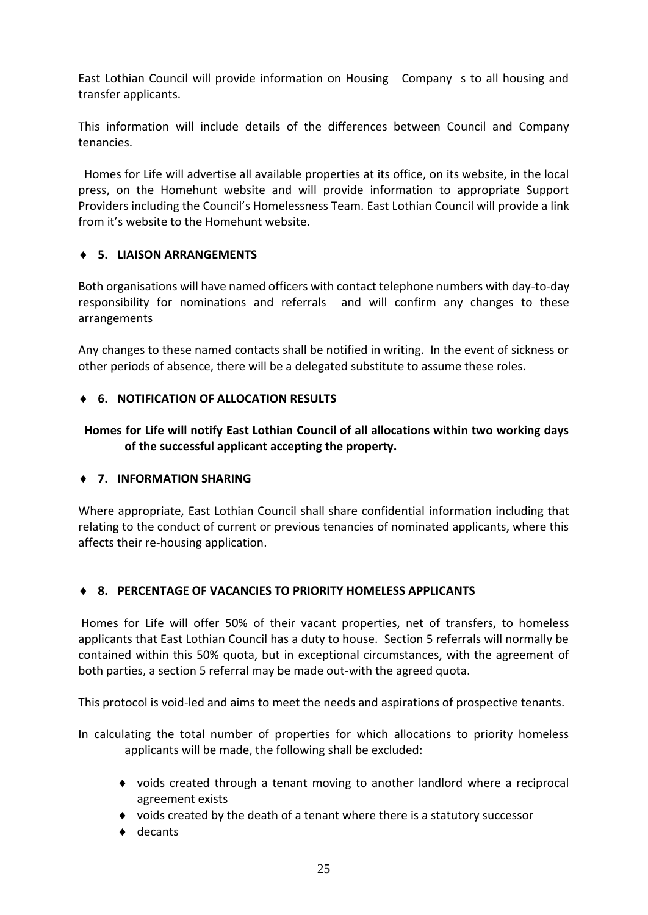East Lothian Council will provide information on Housing Company s to all housing and transfer applicants.

This information will include details of the differences between Council and Company tenancies.

Homes for Life will advertise all available properties at its office, on its website, in the local press, on the Homehunt website and will provide information to appropriate Support Providers including the Council's Homelessness Team. East Lothian Council will provide a link from it's website to the Homehunt website.

## ♦ 5. LIAISON ARRANGEMENTS

Both organisations will have named officers with contact telephone numbers with day-to-day responsibility for nominations and referrals and will confirm any changes to these arrangements

Any changes to these named contacts shall be notified in writing. In the event of sickness or other periods of absence, there will be a delegated substitute to assume these roles.

## ♦ 6. NOTIFICATION OF ALLOCATION RESULTS

**Homes for Life will notify East Lothian Council of all allocations within two working days of the successful applicant accepting the property.**

## ♦ 7. INFORMATION SHARING

Where appropriate, East Lothian Council shall share confidential information including that relating to the conduct of current or previous tenancies of nominated applicants, where this affects their re-housing application.

## ♦ 8. PERCENTAGE OF VACANCIES TO PRIORITY HOMELESS APPLICANTS

Homes for Life will offer 50% of their vacant properties, net of transfers, to homeless applicants that East Lothian Council has a duty to house. Section 5 referrals will normally be contained within this 50% quota, but in exceptional circumstances, with the agreement of both parties, a section 5 referral may be made out-with the agreed quota.

This protocol is void-led and aims to meet the needs and aspirations of prospective tenants.

In calculating the total number of properties for which allocations to priority homeless applicants will be made, the following shall be excluded:

- voids created through a tenant moving to another landlord where a reciprocal agreement exists
- voids created by the death of a tenant where there is a statutory successor
- decants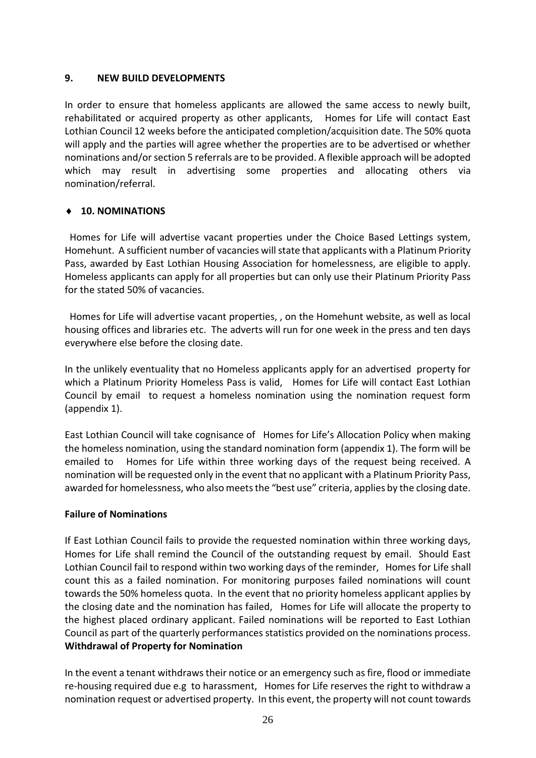## 9. NEW BUILD DEVELOPMENTS

In order to ensure that homeless applicants are allowed the same access to newly built, rehabilitated or acquired property as other applicants, Homes for Life will contact East Lothian Council 12 weeks before the anticipated completion/acquisition date. The 50% quota will apply and the parties will agree whether the properties are to be advertised or whether nominations and/or section 5 referrals are to be provided. A flexible approach will be adopted which may result in advertising some properties and allocating others via nomination/referral.

## ♦ 10. NOMINATIONS

Homes for Life will advertise vacant properties under the Choice Based Lettings system, Homehunt. A sufficient number of vacancies will state that applicants with a Platinum Priority Pass, awarded by East Lothian Housing Association for homelessness, are eligible to apply. Homeless applicants can apply for all properties but can only use their Platinum Priority Pass for the stated 50% of vacancies.

Homes for Life will advertise vacant properties, , on the Homehunt website, as well as local housing offices and libraries etc. The adverts will run for one week in the press and ten days everywhere else before the closing date.

In the unlikely eventuality that no Homeless applicants apply for an advertised property for which a Platinum Priority Homeless Pass is valid, Homes for Life will contact East Lothian Council by email to request a homeless nomination using the nomination request form (appendix 1).

East Lothian Council will take cognisance of Homes for Life's Allocation Policy when making the homeless nomination, using the standard nomination form (appendix 1). The form will be emailed to Homes for Life within three working days of the request being received. A nomination will be requested only in the event that no applicant with a Platinum Priority Pass, awarded for homelessness, who also meets the "best use" criteria, applies by the closing date.

### Failure of Nominations

If East Lothian Council fails to provide the requested nomination within three working days, Homes for Life shall remind the Council of the outstanding request by email. Should East Lothian Council fail to respond within two working days of the reminder, Homes for Life shall count this as a failed nomination. For monitoring purposes failed nominations will count towards the 50% homeless quota. In the event that no priority homeless applicant applies by the closing date and the nomination has failed, Homes for Life will allocate the property to the highest placed ordinary applicant. Failed nominations will be reported to East Lothian Council as part of the quarterly performances statistics provided on the nominations process.

### Withdrawal of Property for Nomination

In the event a tenant withdraws their notice or an emergency such as fire, flood or immediate re-housing required due e.g to harassment, Homes for Life reserves the right to withdraw a nomination request or advertised property. In this event, the property will not count towards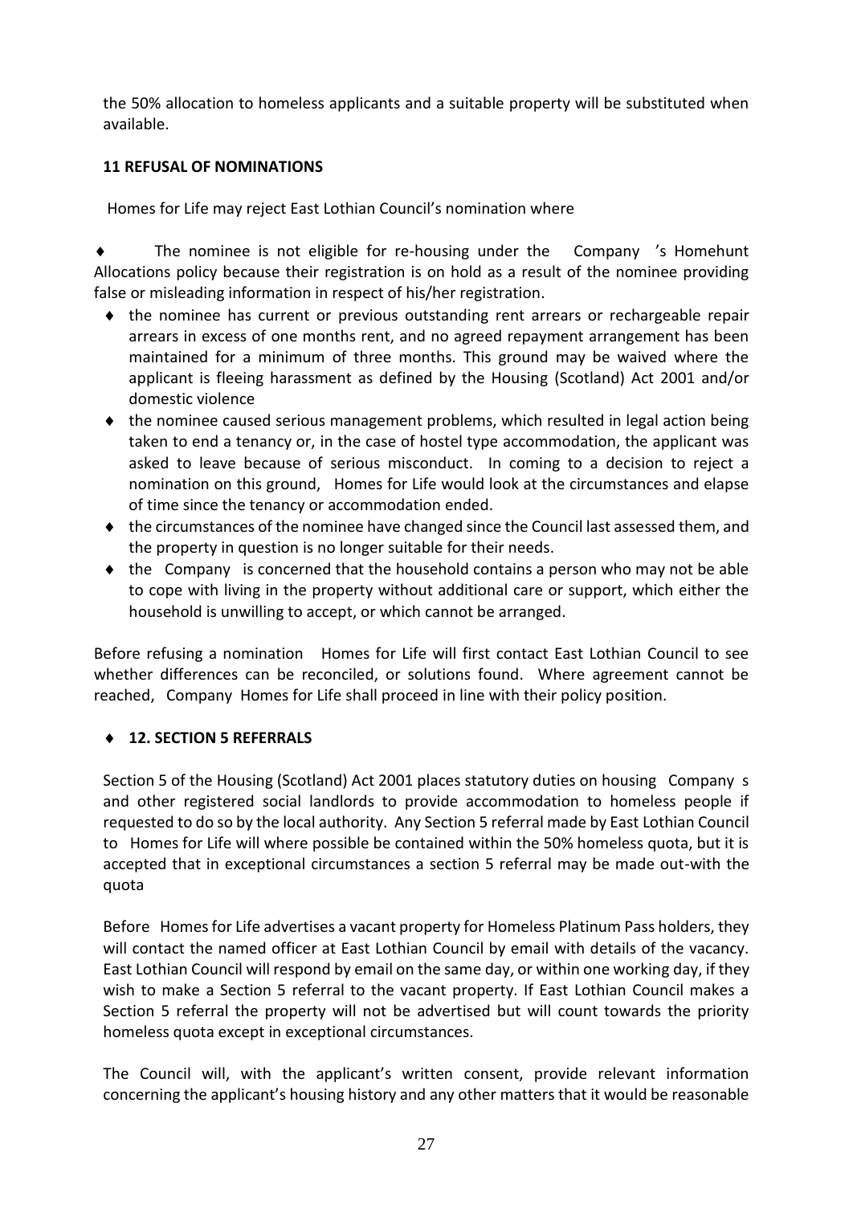the 50% allocation to homeless applicants and a suitable property will be substituted when available.

## 11 REFUSAL OF NOMINATIONS

Homes for Life may reject East Lothian Council's nomination where

- The nominee is not eligible for re-housing under the Company 's Homehunt Allocations policy because their registration is on hold as a result of the nominee providing false or misleading information in respect of his/her registration.
- the nominee has current or previous outstanding rent arrears or rechargeable repair arrears in excess of one months rent, and no agreed repayment arrangement has been maintained for a minimum of three months. This ground may be waived where the applicant is fleeing harassment as defined by the Housing (Scotland) Act 2001 and/or domestic violence
- the nominee caused serious management problems, which resulted in legal action being taken to end a tenancy or, in the case of hostel type accommodation, the applicant was asked to leave because of serious misconduct. In coming to a decision to reject a nomination on this ground, Homes for Life would look at the circumstances and elapse of time since the tenancy or accommodation ended.
- the circumstances of the nominee have changed since the Council last assessed them, and the property in question is no longer suitable for their needs.
- the Company is concerned that the household contains a person who may not be able to cope with living in the property without additional care or support, which either the household is unwilling to accept, or which cannot be arranged.

Before refusing a nomination Homes for Life will first contact East Lothian Council to see whether differences can be reconciled, or solutions found. Where agreement cannot be reached, Company Homes for Life shall proceed in line with their policy position.

## 12. SECTION 5 REFERRALS

Section 5 of the Housing (Scotland) Act 2001 places statutory duties on housing Company s and other registered social landlords to provide accommodation to homeless people if requested to do so by the local authority. Any Section 5 referral made by East Lothian Council to Homes for Life will where possible be contained within the 50% homeless quota, but it is accepted that in exceptional circumstances a section 5 referral may be made out-with the quota

Before Homes for Life advertises a vacant property for Homeless Platinum Pass holders, they will contact the named officer at East Lothian Council by email with details of the vacancy. East Lothian Council will respond by email on the same day, or within one working day, if they wish to make a Section 5 referral to the vacant property. If East Lothian Council makes a Section 5 referral the property will not be advertised but will count towards the priority homeless quota except in exceptional circumstances.

The Council will, with the applicant's written consent, provide relevant information concerning the applicant's housing history and any other matters that it would be reasonable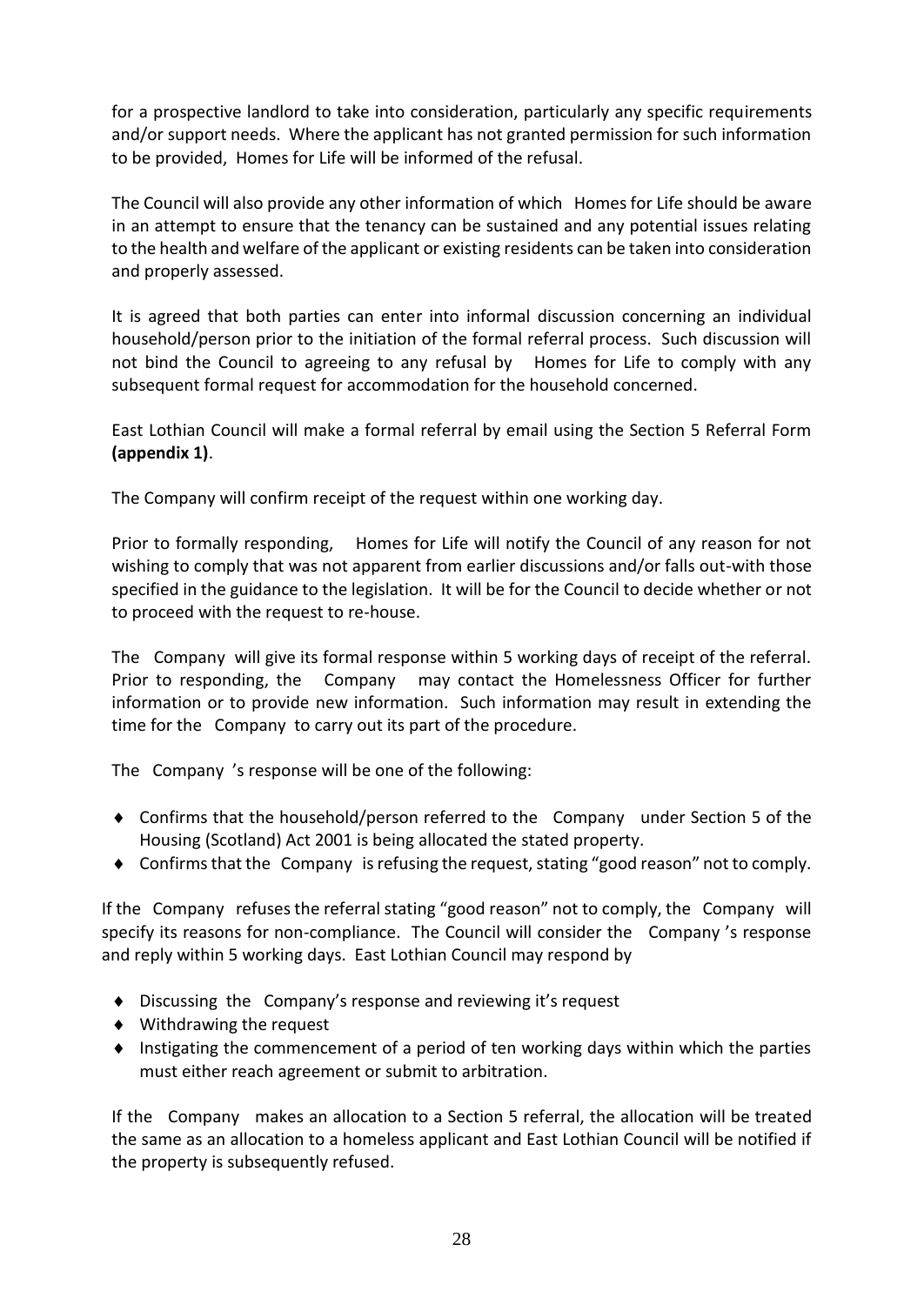for a prospective landlord to take into consideration, particularly any specific requirements and/or support needs. Where the applicant has not granted permission for such information to be provided, Homes for Life will be informed of the refusal.

The Council will also provide any other information of which Homes for Life should be aware in an attempt to ensure that the tenancy can be sustained and any potential issues relating to the health and welfare of the applicant or existing residents can be taken into consideration and properly assessed.

It is agreed that both parties can enter into informal discussion concerning an individual household/person prior to the initiation of the formal referral process. Such discussion will not bind the Council to agreeing to any refusal by Homes for Life to comply with any subsequent formal request for accommodation for the household concerned.

East Lothian Council will make a formal referral by email using the Section 5 Referral Form **(appendix 1)**.

The Company will confirm receipt of the request within one working day.

Prior to formally responding, Homes for Life will notify the Council of any reason for not wishing to comply that was not apparent from earlier discussions and/or falls out-with those specified in the guidance to the legislation. It will be for the Council to decide whether or not to proceed with the request to re-house.

The Company will give its formal response within 5 working days of receipt of the referral. Prior to responding, the Company may contact the Homelessness Officer for further information or to provide new information. Such information may result in extending the time for the Company to carry out its part of the procedure.

The Company 's response will be one of the following:

- Confirms that the household/person referred to the Company under Section 5 of the Housing (Scotland) Act 2001 is being allocated the stated property.
- Confirms that the Company is refusing the request, stating "good reason" not to comply.

If the Company refuses the referral stating "good reason" not to comply, the Company will specify its reasons for non-compliance. The Council will consider the Company 's response and reply within 5 working days. East Lothian Council may respond by

- Discussing the Company's response and reviewing it's request
- Withdrawing the request
- Instigating the commencement of a period of ten working days within which the parties must either reach agreement or submit to arbitration.

If the Company makes an allocation to a Section 5 referral, the allocation will be treated the same as an allocation to a homeless applicant and East Lothian Council will be notified if the property is subsequently refused.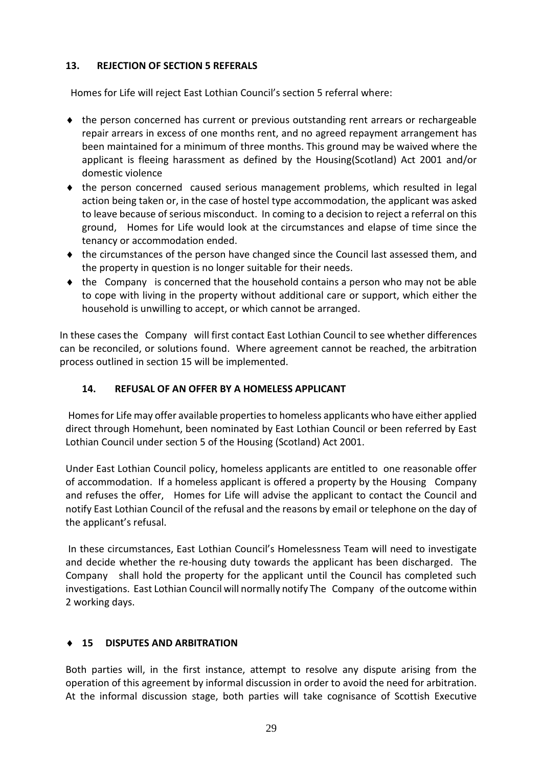## 13. REJECTION OF SECTION 5 REFERALS

Homes for Life will reject East Lothian Council's section 5 referral where:

- the person concerned has current or previous outstanding rent arrears or rechargeable repair arrears in excess of one months rent, and no agreed repayment arrangement has been maintained for a minimum of three months. This ground may be waived where the applicant is fleeing harassment as defined by the Housing(Scotland) Act 2001 and/or domestic violence
- the person concerned caused serious management problems, which resulted in legal action being taken or, in the case of hostel type accommodation, the applicant was asked to leave because of serious misconduct. In coming to a decision to reject a referral on this ground, Homes for Life would look at the circumstances and elapse of time since the tenancy or accommodation ended.
- the circumstances of the person have changed since the Council last assessed them, and the property in question is no longer suitable for their needs.
- the Company is concerned that the household contains a person who may not be able to cope with living in the property without additional care or support, which either the household is unwilling to accept, or which cannot be arranged.

In these cases the Company will first contact East Lothian Council to see whether differences can be reconciled, or solutions found. Where agreement cannot be reached, the arbitration process outlined in section 15 will be implemented.

## 14. REFUSAL OF AN OFFER BY A HOMELESS APPLICANT

Homes for Life may offer available properties to homeless applicants who have either applied direct through Homehunt, been nominated by East Lothian Council or been referred by East Lothian Council under section 5 of the Housing (Scotland) Act 2001.

Under East Lothian Council policy, homeless applicants are entitled to one reasonable offer of accommodation. If a homeless applicant is offered a property by the Housing Company and refuses the offer, Homes for Life will advise the applicant to contact the Council and notify East Lothian Council of the refusal and the reasons by email or telephone on the day of the applicant's refusal.

In these circumstances, East Lothian Council's Homelessness Team will need to investigate and decide whether the re-housing duty towards the applicant has been discharged. The Company shall hold the property for the applicant until the Council has completed such investigations. East Lothian Council will normally notify The Company of the outcome within 2 working days.

## 15 DISPUTES AND ARBITRATION

Both parties will, in the first instance, attempt to resolve any dispute arising from the operation of this agreement by informal discussion in order to avoid the need for arbitration. At the informal discussion stage, both parties will take cognisance of Scottish Executive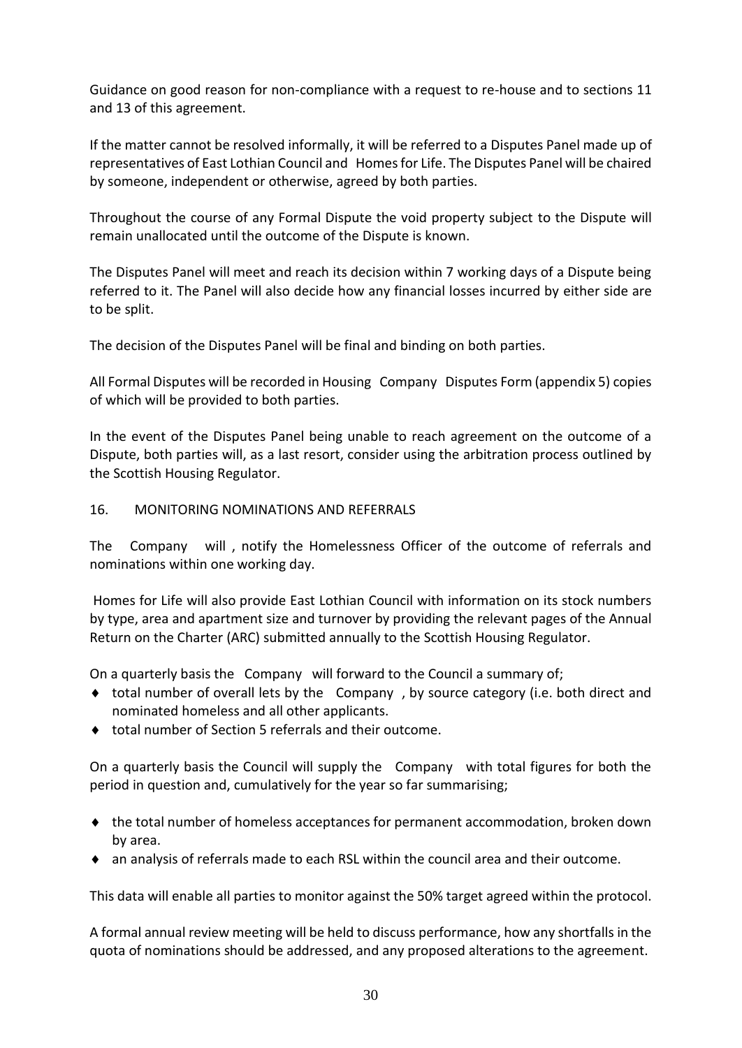Guidance on good reason for non-compliance with a request to re-house and to sections 11 and 13 of this agreement.

If the matter cannot be resolved informally, it will be referred to a Disputes Panel made up of representatives of East Lothian Council and Homes for Life. The Disputes Panel will be chaired by someone, independent or otherwise, agreed by both parties.

Throughout the course of any Formal Dispute the void property subject to the Dispute will remain unallocated until the outcome of the Dispute is known.

The Disputes Panel will meet and reach its decision within 7 working days of a Dispute being referred to it. The Panel will also decide how any financial losses incurred by either side are to be split.

The decision of the Disputes Panel will be final and binding on both parties.

All Formal Disputes will be recorded in Housing Company Disputes Form (appendix 5) copies of which will be provided to both parties.

In the event of the Disputes Panel being unable to reach agreement on the outcome of a Dispute, both parties will, as a last resort, consider using the arbitration process outlined by the Scottish Housing Regulator.

## 16. MONITORING NOMINATIONS AND REFERRALS

The Company will , notify the Homelessness Officer of the outcome of referrals and nominations within one working day.

Homes for Life will also provide East Lothian Council with information on its stock numbers by type, area and apartment size and turnover by providing the relevant pages of the Annual Return on the Charter (ARC) submitted annually to the Scottish Housing Regulator.

On a quarterly basis the Company will forward to the Council a summary of;

- total number of overall lets by the Company , by source category (i.e. both direct and nominated homeless and all other applicants.
- total number of Section 5 referrals and their outcome.

On a quarterly basis the Council will supply the Company with total figures for both the period in question and, cumulatively for the year so far summarising;

- the total number of homeless acceptances for permanent accommodation, broken down by area.
- an analysis of referrals made to each RSL within the council area and their outcome.

This data will enable all parties to monitor against the 50% target agreed within the protocol.

A formal annual review meeting will be held to discuss performance, how any shortfalls in the quota of nominations should be addressed, and any proposed alterations to the agreement.